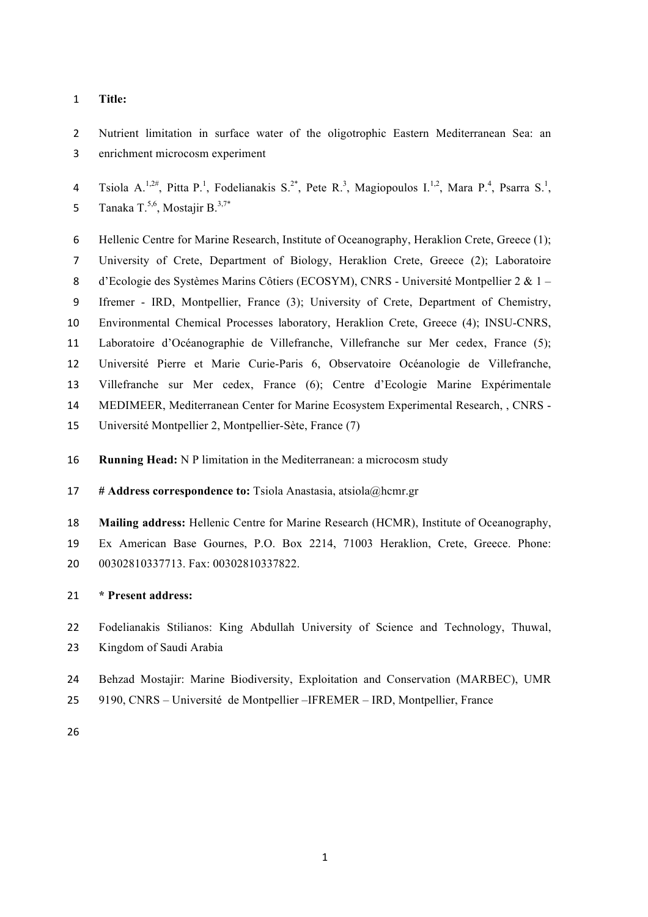**Title:**

Nutrient limitation in surface water of the oligotrophic Eastern Mediterranean Sea: an enrichment microcosm experiment

Tsiola A.[1,2#], Pitta P.[1], Fodelianakis S.[2*], Pete R.[3], Magiopoulos I.[1,2], Mara P.[4], Psarra S.[1], Tanaka T.[5,6], Mostajir B.[3,7*]

Hellenic Centre for Marine Research, Institute of Oceanography, Heraklion Crete, Greece (1); University of Crete, Department of Biology, Heraklion Crete, Greece (2); Laboratoire d'Ecologie des Systèmes Marins Côtiers (ECOSYM), CNRS - Université Montpellier 2 & 1 – Ifremer - IRD, Montpellier, France (3); University of Crete, Department of Chemistry, Environmental Chemical Processes laboratory, Heraklion Crete, Greece (4); INSU-CNRS, Laboratoire d'Océanographie de Villefranche, Villefranche sur Mer cedex, France (5); Université Pierre et Marie Curie-Paris 6, Observatoire Océanologie de Villefranche, Villefranche sur Mer cedex, France (6); Centre d'Ecologie Marine Expérimentale MEDIMEER, Mediterranean Center for Marine Ecosystem Experimental Research, , CNRS - Université Montpellier 2, Montpellier-Sète, France (7)

**Running Head:** N P limitation in the Mediterranean: a microcosm study

**# Address correspondence to:** Tsiola Anastasia, atsiola@hcmr.gr

**Mailing address:** Hellenic Centre for Marine Research (HCMR), Institute of Oceanography, Ex American Base Gournes, P.O. Box 2214, 71003 Heraklion, Crete, Greece. Phone: 00302810337713. Fax: 00302810337822.

**\* Present address:**

Fodelianakis Stilianos: King Abdullah University of Science and Technology, Thuwal, Kingdom of Saudi Arabia

Behzad Mostajir: Marine Biodiversity, Exploitation and Conservation (MARBEC), UMR 9190, CNRS – Université de Montpellier –IFREMER – IRD, Montpellier, France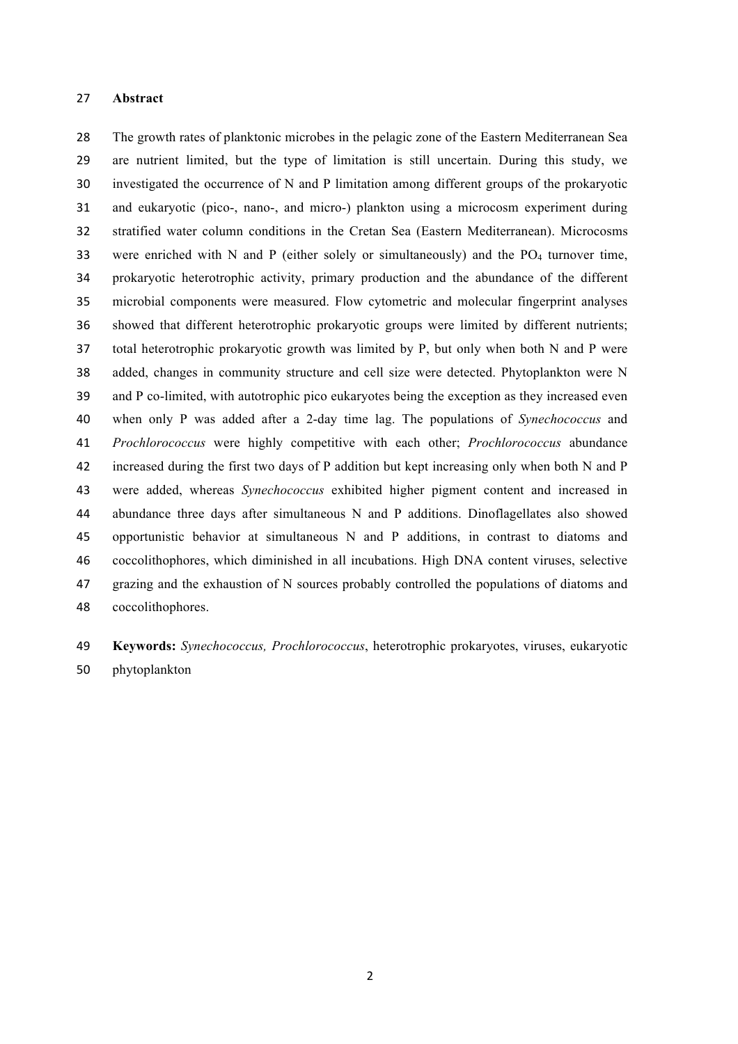## Abstract

The growth rates of planktonic microbes in the pelagic zone of the Eastern Mediterranean Sea are nutrient limited, but the type of limitation is still uncertain. During this study, we investigated the occurrence of N and P limitation among different groups of the prokaryotic and eukaryotic (pico-, nano-, and micro-) plankton using a microcosm experiment during stratified water column conditions in the Cretan Sea (Eastern Mediterranean). Microcosms were enriched with N and P (either solely or simultaneously) and the $PO_4$ turnover time, prokaryotic heterotrophic activity, primary production and the abundance of the different microbial components were measured. Flow cytometric and molecular fingerprint analyses showed that different heterotrophic prokaryotic groups were limited by different nutrients; total heterotrophic prokaryotic growth was limited by P, but only when both N and P were added, changes in community structure and cell size were detected. Phytoplankton were N and P co-limited, with autotrophic pico eukaryotes being the exception as they increased even when only P was added after a 2-day time lag. The populations of *Synechococcus* and *Prochlorococcus* were highly competitive with each other; *Prochlorococcus* abundance increased during the first two days of P addition but kept increasing only when both N and P were added, whereas *Synechococcus* exhibited higher pigment content and increased in abundance three days after simultaneous N and P additions. Dinoflagellates also showed opportunistic behavior at simultaneous N and P additions, in contrast to diatoms and coccolithophores, which diminished in all incubations. High DNA content viruses, selective grazing and the exhaustion of N sources probably controlled the populations of diatoms and coccolithophores.

**Keywords:** *Synechococcus, Prochlorococcus*, heterotrophic prokaryotes, viruses, eukaryotic phytoplankton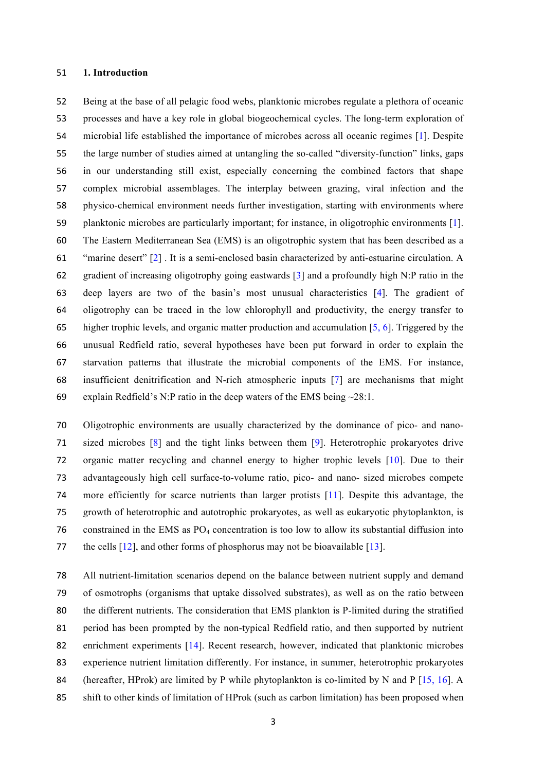## 1. Introduction

Being at the base of all pelagic food webs, planktonic microbes regulate a plethora of oceanic processes and have a key role in global biogeochemical cycles. The long-term exploration of microbial life established the importance of microbes across all oceanic regimes [1]. Despite the large number of studies aimed at untangling the so-called "diversity-function" links, gaps in our understanding still exist, especially concerning the combined factors that shape complex microbial assemblages. The interplay between grazing, viral infection and the physico-chemical environment needs further investigation, starting with environments where planktonic microbes are particularly important; for instance, in oligotrophic environments [1]. The Eastern Mediterranean Sea (EMS) is an oligotrophic system that has been described as a "marine desert" [2] . It is a semi-enclosed basin characterized by anti-estuarine circulation. A gradient of increasing oligotrophy going eastwards [3] and a profoundly high N:P ratio in the deep layers are two of the basin's most unusual characteristics [4]. The gradient of oligotropy can be traced in the low chlorophyll and productivity, the energy transfer to higher trophic levels, and organic matter production and accumulation [5, 6]. Triggered by the unusual Redfield ratio, several hypotheses have been put forward in order to explain the starvation patterns that illustrate the microbial components of the EMS. For instance, insufficient denitrification and N-rich atmospheric inputs [7] are mechanisms that might explain Redfield's N:P ratio in the deep waters of the EMS being ~28:1.

Oligotrophic environments are usually characterized by the dominance of pico- and nano-sized microbes [8] and the tight links between them [9]. Heterotrophic prokaryotes drive organic matter recycling and channel energy to higher trophic levels [10]. Due to their advantageously high cell surface-to-volume ratio, pico- and nano- sized microbes compete more efficiently for scarce nutrients than larger protists [11]. Despite this advantage, the growth of heterotrophic and autotrophic prokaryotes, as well as eukaryotic phytoplankton, is constrained in the EMS as $PO_4$ concentration is too low to allow its substantial diffusion into the cells [12], and other forms of phosphorus may not be bioavailable [13].

All nutrient-limitation scenarios depend on the balance between nutrient supply and demand of osmotrophs (organisms that uptake dissolved substrates), as well as on the ratio between the different nutrients. The consideration that EMS plankton is P-limited during the stratified period has been prompted by the non-typical Redfield ratio, and then supported by nutrient enrichment experiments [14]. Recent research, however, indicated that planktonic microbes experience nutrient limitation differently. For instance, in summer, heterotrophic prokaryotes (hereafter, HProk) are limited by P while phytoplankton is co-limited by N and P [15, 16]. A shift to other kinds of limitation of HProk (such as carbon limitation) has been proposed when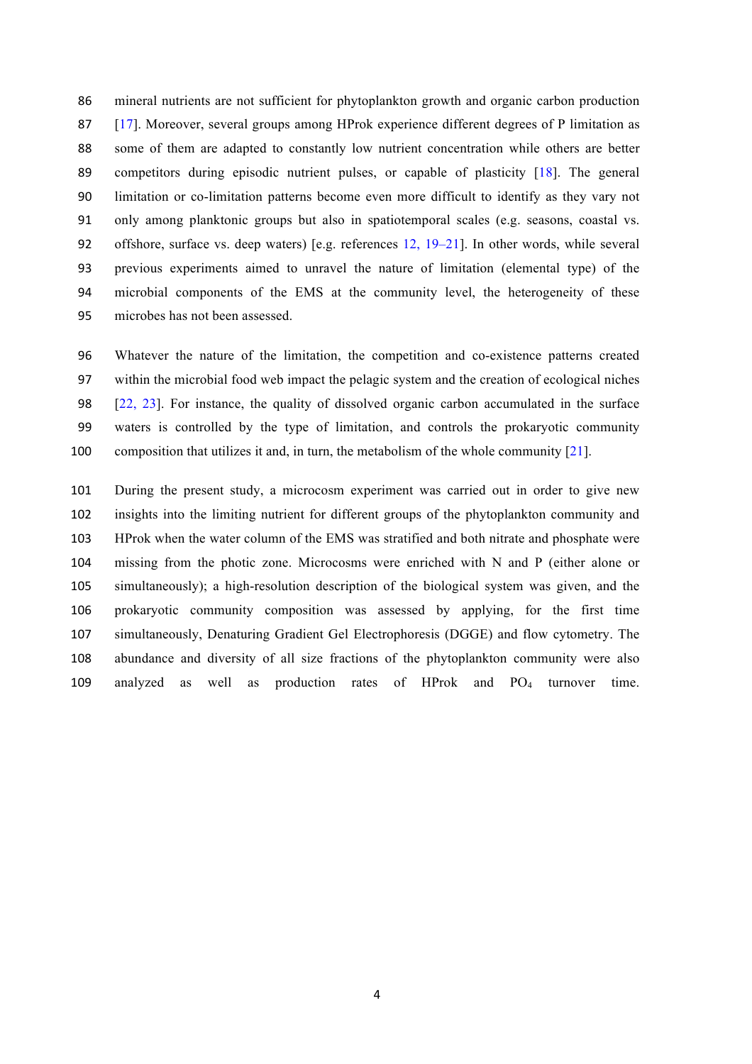mineral nutrients are not sufficient for phytoplankton growth and organic carbon production [17]. Moreover, several groups among HProk experience different degrees of P limitation as some of them are adapted to constantly low nutrient concentration while others are better competitors during episodic nutrient pulses, or capable of plasticity [18]. The general limitation or co-limitation patterns become even more difficult to identify as they vary not only among planktonic groups but also in spatiotemporal scales (e.g. seasons, coastal vs. offshore, surface vs. deep waters) [e.g. references 12, 19–21]. In other words, while several previous experiments aimed to unravel the nature of limitation (elemental type) of the microbial components of the EMS at the community level, the heterogeneity of these microbes has not been assessed.

Whatever the nature of the limitation, the competition and co-existence patterns created within the microbial food web impact the pelagic system and the creation of ecological niches [22, 23]. For instance, the quality of dissolved organic carbon accumulated in the surface waters is controlled by the type of limitation, and controls the prokaryotic community composition that utilizes it and, in turn, the metabolism of the whole community [21].

During the present study, a microcosm experiment was carried out in order to give new insights into the limiting nutrient for different groups of the phytoplankton community and HProk when the water column of the EMS was stratified and both nitrate and phosphate were missing from the photic zone. Microcosms were enriched with N and P (either alone or simultaneously); a high-resolution description of the biological system was given, and the prokaryotic community composition was assessed by applying, for the first time simultaneously, Denaturing Gradient Gel Electrophoresis (DGGE) and flow cytometry. The abundance and diversity of all size fractions of the phytoplankton community were also analyzed as well as production rates of HProk and $PO_4$ turnover time.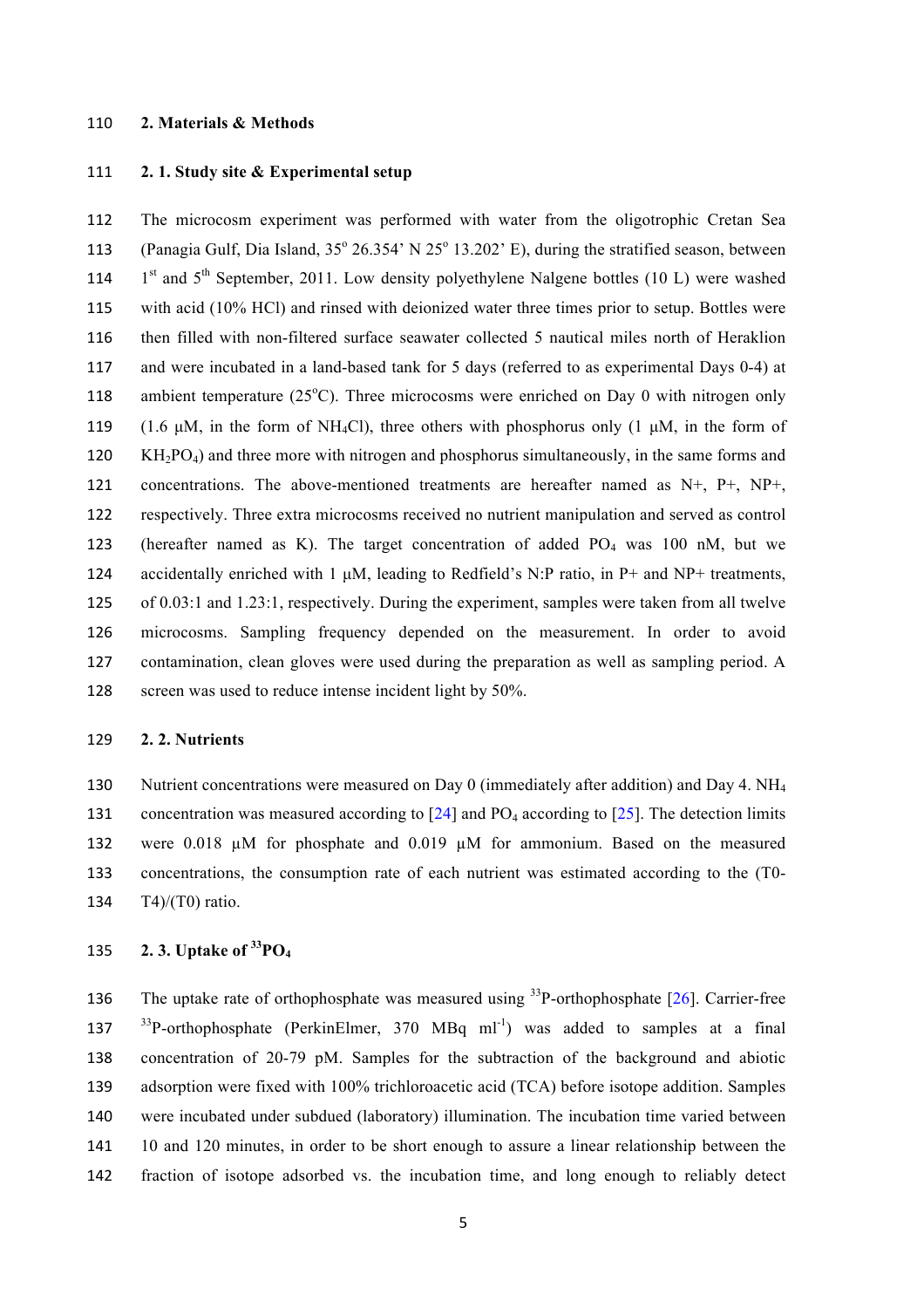## 2. Materials & Methods

### 2. 1. Study site & Experimental setup

The microcosm experiment was performed with water from the oligotrophic Cretan Sea (Panagia Gulf, Dia Island, 35° 26.354' N 25° 13.202' E), during the stratified season, between 1st and 5th September, 2011. Low density polyethylene Nalgene bottles (10 L) were washed with acid (10% HCl) and rinsed with deionized water three times prior to setup. Bottles were then filled with non-filtered surface seawater collected 5 nautical miles north of Heraklion and were incubated in a land-based tank for 5 days (referred to as experimental Days 0-4) at ambient temperature (25°C). Three microcosms were enriched on Day 0 with nitrogen only (1.6 μM, in the form of $NH_4Cl$), three others with phosphorus only (1 μM, in the form of $KH_2PO_4$) and three more with nitrogen and phosphorus simultaneously, in the same forms and concentrations. The above-mentioned treatments are hereafter named as N+, P+, NP+, respectively. Three extra microcosms received no nutrient manipulation and served as control (hereafter named as K). The target concentration of added $PO_4$ was 100 nM, but we accidentally enriched with 1 μM, leading to Redfield's N:P ratio, in P+ and NP+ treatments, of 0.03:1 and 1.23:1, respectively. During the experiment, samples were taken from all twelve microcosms. Sampling frequency depended on the measurement. In order to avoid contamination, clean gloves were used during the preparation as well as sampling period. A screen was used to reduce intense incident light by 50%.

### 2. 2. Nutrients

Nutrient concentrations were measured on Day 0 (immediately after addition) and Day 4. $NH_4$ concentration was measured according to [24] and $PO_4$ according to [25]. The detection limits were 0.018 μM for phosphate and 0.019 μM for ammonium. Based on the measured concentrations, the consumption rate of each nutrient was estimated according to the (T0-T4)/(T0) ratio.

### 2. 3. Uptake of $^{33}PO_4$

The uptake rate of orthophosphate was measured using $^{33}$P-orthophosphate [26]. Carrier-free $^{33}$P-orthophosphate (PerkinElmer, 370 MBq ml$^{-1}$) was added to samples at a final concentration of 20-79 pM. Samples for the subtraction of the background and abiotic adsorption were fixed with 100% trichloroacetic acid (TCA) before isotope addition. Samples were incubated under subdued (laboratory) illumination. The incubation time varied between 10 and 120 minutes, in order to be short enough to assure a linear relationship between the fraction of isotope adsorbed vs. the incubation time, and long enough to reliably detect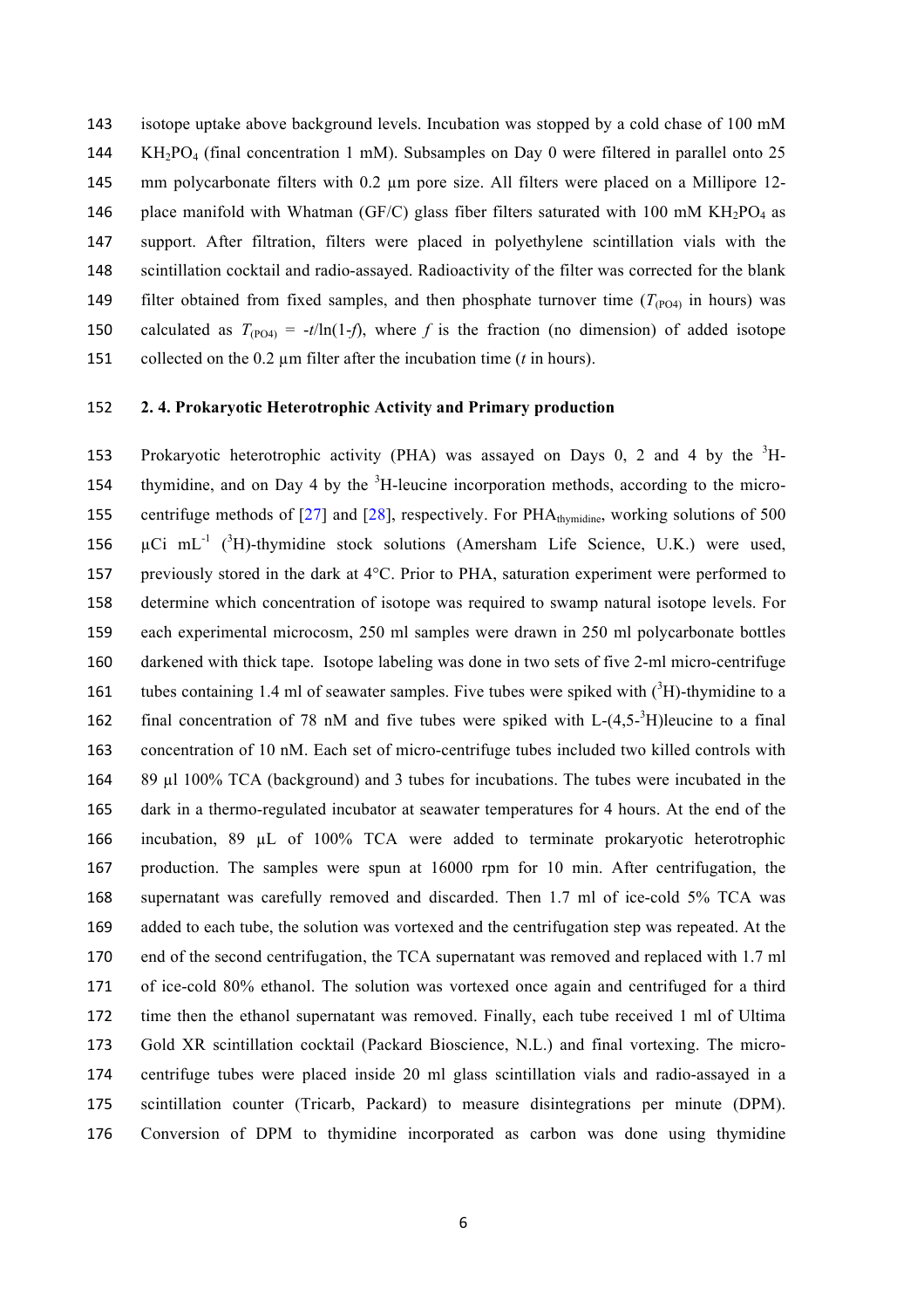isotope uptake above background levels. Incubation was stopped by a cold chase of 100 mM $KH_2PO_4$ (final concentration 1 mM). Subsamples on Day 0 were filtered in parallel onto 25 mm polycarbonate filters with 0.2 µm pore size. All filters were placed on a Millipore 12-place manifold with Whatman (GF/C) glass fiber filters saturated with 100 mM $KH_2PO_4$ as support. After filtration, filters were placed in polyethylene scintillation vials with the scintillation cocktail and radio-assayed. Radioactivity of the filter was corrected for the blank filter obtained from fixed samples, and then phosphate turnover time ($T_{(PO4)}$ in hours) was calculated as $T_{(PO4)} = -t/\ln(1-f)$, where $f$ is the fraction (no dimension) of added isotope collected on the 0.2 µm filter after the incubation time ($t$ in hours).

## 2. 4. Prokaryotic Heterotrophic Activity and Primary production

Prokaryotic heterotrophic activity (PHA) was assayed on Days 0, 2 and 4 by the $^3$H-thymidine, and on Day 4 by the $^3$H-leucine incorporation methods, according to the micro-centrifuge methods of [27] and [28], respectively. For $PHA_{thymidine}$, working solutions of 500 µCi mL$^{-1}$ ($^3$H)-thymidine stock solutions (Amersham Life Science, U.K.) were used, previously stored in the dark at 4°C. Prior to PHA, saturation experiment were performed to determine which concentration of isotope was required to swamp natural isotope levels. For each experimental microcosm, 250 ml samples were drawn in 250 ml polycarbonate bottles darkened with thick tape. Isotope labeling was done in two sets of five 2-ml micro-centrifuge tubes containing 1.4 ml of seawater samples. Five tubes were spiked with ($^3$H)-thymidine to a final concentration of 78 nM and five tubes were spiked with L-(4,5-$^3$H)leucine to a final concentration of 10 nM. Each set of micro-centrifuge tubes included two killed controls with 89 µl 100% TCA (background) and 3 tubes for incubations. The tubes were incubated in the dark in a thermo-regulated incubator at seawater temperatures for 4 hours. At the end of the incubation, 89 µL of 100% TCA were added to terminate prokaryotic heterotrophic production. The samples were spun at 16000 rpm for 10 min. After centrifugation, the supernatant was carefully removed and discarded. Then 1.7 ml of ice-cold 5% TCA was added to each tube, the solution was vortexed and the centrifugation step was repeated. At the end of the second centrifugation, the TCA supernatant was removed and replaced with 1.7 ml of ice-cold 80% ethanol. The solution was vortexed once again and centrifuged for a third time then the ethanol supernatant was removed. Finally, each tube received 1 ml of Ultima Gold XR scintillation cocktail (Packard Bioscience, N.L.) and final vortexing. The micro-centrifuge tubes were placed inside 20 ml glass scintillation vials and radio-assayed in a scintillation counter (Tricarb, Packard) to measure disintegrations per minute (DPM). Conversion of DPM to thymidine incorporated as carbon was done using thymidine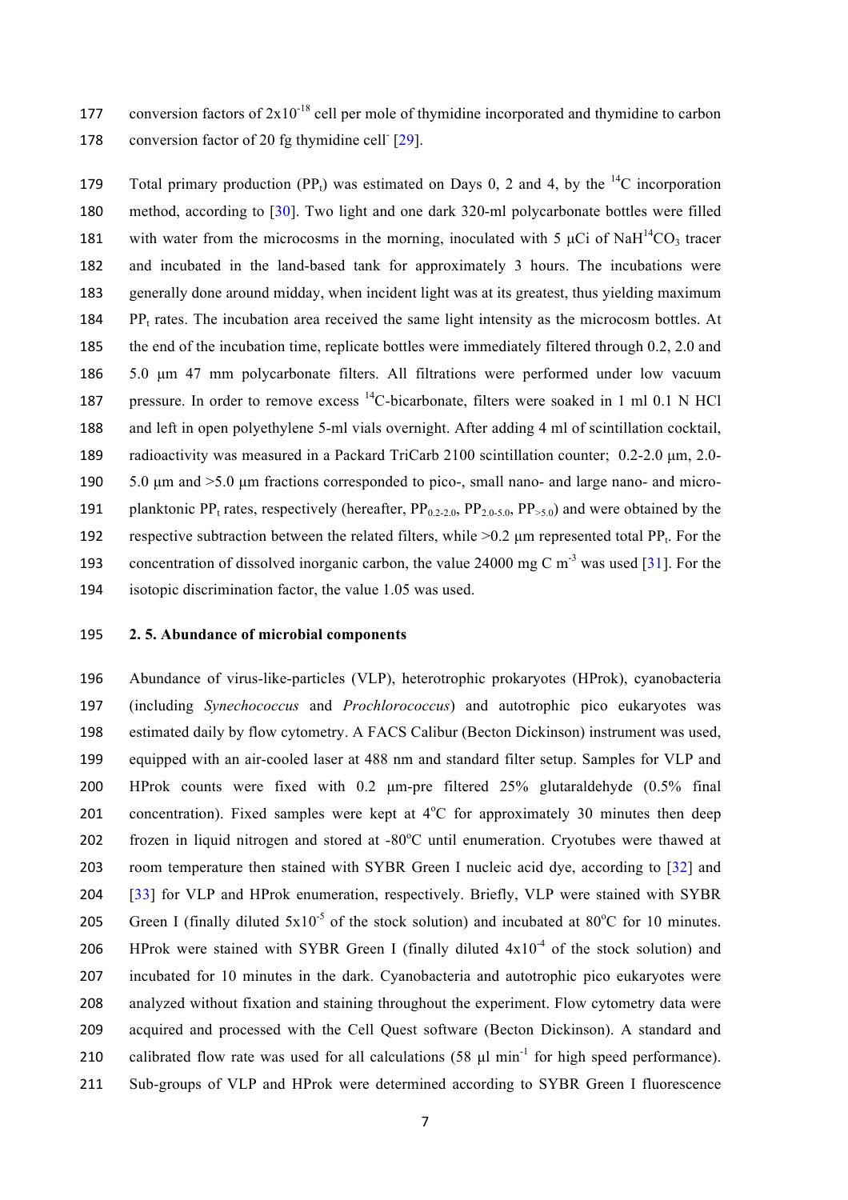conversion factors of $2 \times 10^{-18}$ cell per mole of thymidine incorporated and thymidine to carbon conversion factor of 20 fg thymidine cell$^{-}$ [29].

Total primary production ($PP_t$) was estimated on Days 0, 2 and 4, by the $^{14}C$ incorporation method, according to [30]. Two light and one dark 320-ml polycarbonate bottles were filled with water from the microcosms in the morning, inoculated with 5 μCi of $NaH^{14}CO_3$ tracer and incubated in the land-based tank for approximately 3 hours. The incubations were generally done around midday, when incident light was at its greatest, thus yielding maximum $PP_t$ rates. The incubation area received the same light intensity as the microcosm bottles. At the end of the incubation time, replicate bottles were immediately filtered through 0.2, 2.0 and 5.0 μm 47 mm polycarbonate filters. All filtrations were performed under low vacuum pressure. In order to remove excess $^{14}C$-bicarbonate, filters were soaked in 1 ml 0.1 N HCl and left in open polyethylene 5-ml vials overnight. After adding 4 ml of scintillation cocktail, radioactivity was measured in a Packard TriCarb 2100 scintillation counter; 0.2-2.0 μm, 2.0-5.0 μm and >5.0 μm fractions corresponded to pico-, small nano- and large nano- and micro-planktonic $PP_t$ rates, respectively (hereafter, $PP_{0.2\text{-}2.0}$, $PP_{2.0\text{-}5.0}$, $PP_{>5.0}$) and were obtained by the respective subtraction between the related filters, while >0.2 μm represented total $PP_t$. For the concentration of dissolved inorganic carbon, the value 24000 mg C $m^{-3}$ was used [31]. For the isotopic discrimination factor, the value 1.05 was used.

### 2. 5. Abundance of microbial components

Abundance of virus-like-particles (VLP), heterotrophic prokaryotes (HProk), cyanobacteria (including *Synechococcus* and *Prochlorococcus*) and autotrophic pico eukaryotes was estimated daily by flow cytometry. A FACS Calibur (Becton Dickinson) instrument was used, equipped with an air-cooled laser at 488 nm and standard filter setup. Samples for VLP and HProk counts were fixed with 0.2 μm-pre filtered 25% glutaraldehyde (0.5% final concentration). Fixed samples were kept at 4°C for approximately 30 minutes then deep frozen in liquid nitrogen and stored at -80°C until enumeration. Cryotubes were thawed at room temperature then stained with SYBR Green I nucleic acid dye, according to [32] and [33] for VLP and HProk enumeration, respectively. Briefly, VLP were stained with SYBR Green I (finally diluted $5 \times 10^{-5}$ of the stock solution) and incubated at 80°C for 10 minutes. HProk were stained with SYBR Green I (finally diluted $4 \times 10^{-4}$ of the stock solution) and incubated for 10 minutes in the dark. Cyanobacteria and autotrophic pico eukaryotes were analyzed without fixation and staining throughout the experiment. Flow cytometry data were acquired and processed with the Cell Quest software (Becton Dickinson). A standard and calibrated flow rate was used for all calculations (58 μl $min^{-1}$ for high speed performance). Sub-groups of VLP and HProk were determined according to SYBR Green I fluorescence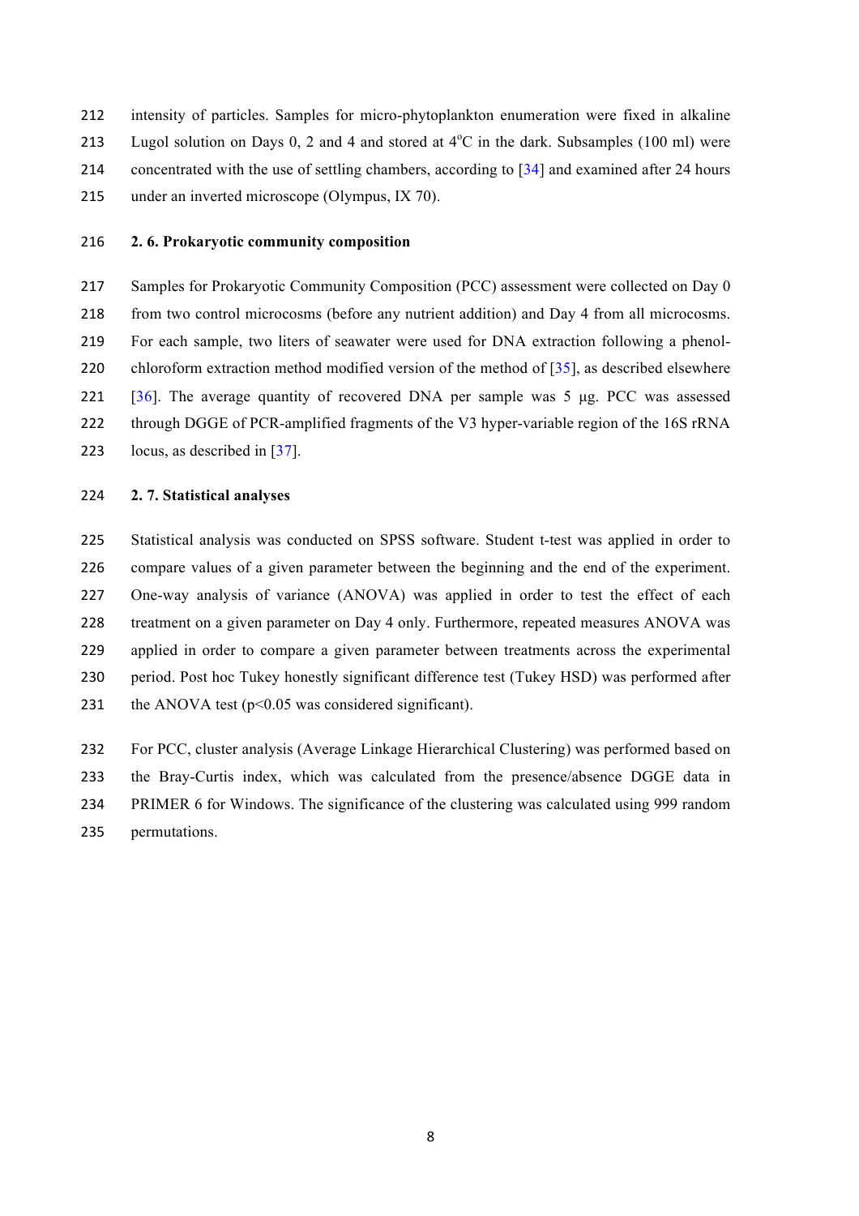intensity of particles. Samples for micro-phytoplankton enumeration were fixed in alkaline Lugol solution on Days 0, 2 and 4 and stored at 4°C in the dark. Subsamples (100 ml) were concentrated with the use of settling chambers, according to [34] and examined after 24 hours under an inverted microscope (Olympus, IX 70).

## 2. 6. Prokaryotic community composition

Samples for Prokaryotic Community Composition (PCC) assessment were collected on Day 0 from two control microcosms (before any nutrient addition) and Day 4 from all microcosms. For each sample, two liters of seawater were used for DNA extraction following a phenol-chloroform extraction method modified version of the method of [35], as described elsewhere [36]. The average quantity of recovered DNA per sample was 5 μg. PCC was assessed through DGGE of PCR-amplified fragments of the V3 hyper-variable region of the 16S rRNA locus, as described in [37].

## 2. 7. Statistical analyses

Statistical analysis was conducted on SPSS software. Student t-test was applied in order to compare values of a given parameter between the beginning and the end of the experiment. One-way analysis of variance (ANOVA) was applied in order to test the effect of each treatment on a given parameter on Day 4 only. Furthermore, repeated measures ANOVA was applied in order to compare a given parameter between treatments across the experimental period. Post hoc Tukey honestly significant difference test (Tukey HSD) was performed after the ANOVA test ($p<0.05$ was considered significant).

For PCC, cluster analysis (Average Linkage Hierarchical Clustering) was performed based on the Bray-Curtis index, which was calculated from the presence/absence DGGE data in PRIMER 6 for Windows. The significance of the clustering was calculated using 999 random permutations.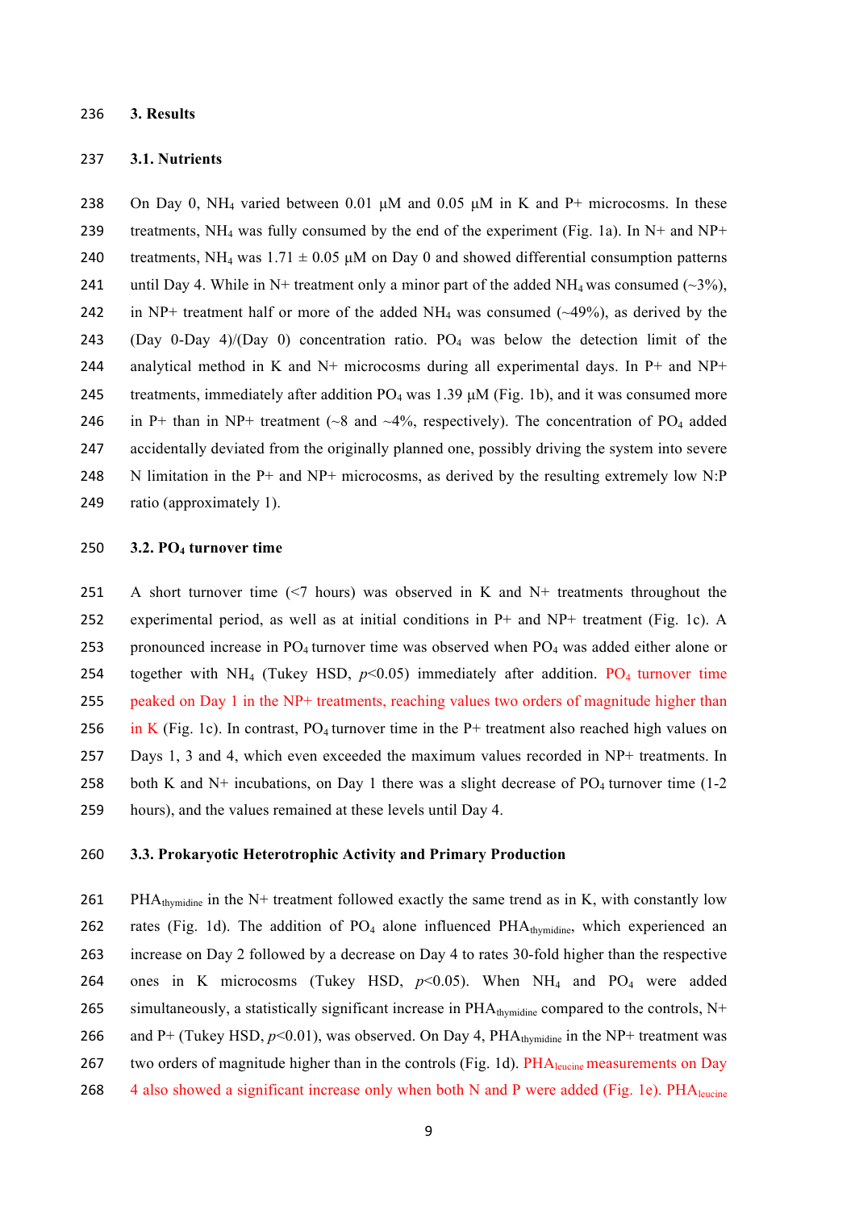## 3. Results

### 3.1. Nutrients

On Day 0, $NH_4$ varied between 0.01 μM and 0.05 μM in K and P+ microcosms. In these treatments, $NH_4$ was fully consumed by the end of the experiment (Fig. 1a). In N+ and NP+ treatments, $NH_4$ was 1.71 ± 0.05 μM on Day 0 and showed differential consumption patterns until Day 4. While in N+ treatment only a minor part of the added $NH_4$ was consumed (~3%), in NP+ treatment half or more of the added $NH_4$ was consumed (~49%), as derived by the (Day 0-Day 4)/(Day 0) concentration ratio. $PO_4$ was below the detection limit of the analytical method in K and N+ microcosms during all experimental days. In P+ and NP+ treatments, immediately after addition $PO_4$ was 1.39 μM (Fig. 1b), and it was consumed more in P+ than in NP+ treatment (~8 and ~4%, respectively). The concentration of $PO_4$ added accidentally deviated from the originally planned one, possibly driving the system into severe N limitation in the P+ and NP+ microcosms, as derived by the resulting extremely low N:P ratio (approximately 1).

### 3.2. $PO_4$ turnover time

A short turnover time (<7 hours) was observed in K and N+ treatments throughout the experimental period, as well as at initial conditions in P+ and NP+ treatment (Fig. 1c). A pronounced increase in $PO_4$ turnover time was observed when $PO_4$ was added either alone or together with $NH_4$ (Tukey HSD, $p<0.05$) immediately after addition. $PO_4$ turnover time peaked on Day 1 in the NP+ treatments, reaching values two orders of magnitude higher than in K (Fig. 1c). In contrast, $PO_4$ turnover time in the P+ treatment also reached high values on Days 1, 3 and 4, which even exceeded the maximum values recorded in NP+ treatments. In both K and N+ incubations, on Day 1 there was a slight decrease of $PO_4$ turnover time (1-2 hours), and the values remained at these levels until Day 4.

### 3.3. Prokaryotic Heterotrophic Activity and Primary Production

$PHA_{thymidine}$ in the N+ treatment followed exactly the same trend as in K, with constantly low rates (Fig. 1d). The addition of $PO_4$ alone influenced $PHA_{thymidine}$, which experienced an increase on Day 2 followed by a decrease on Day 4 to rates 30-fold higher than the respective ones in K microcosms (Tukey HSD, $p<0.05$). When $NH_4$ and $PO_4$ were added simultaneously, a statistically significant increase in $PHA_{thymidine}$ compared to the controls, N+ and P+ (Tukey HSD, $p<0.01$), was observed. On Day 4, $PHA_{thymidine}$ in the NP+ treatment was two orders of magnitude higher than in the controls (Fig. 1d). $PHA_{leucine}$ measurements on Day 4 also showed a significant increase only when both N and P were added (Fig. 1e). $PHA_{leucine}$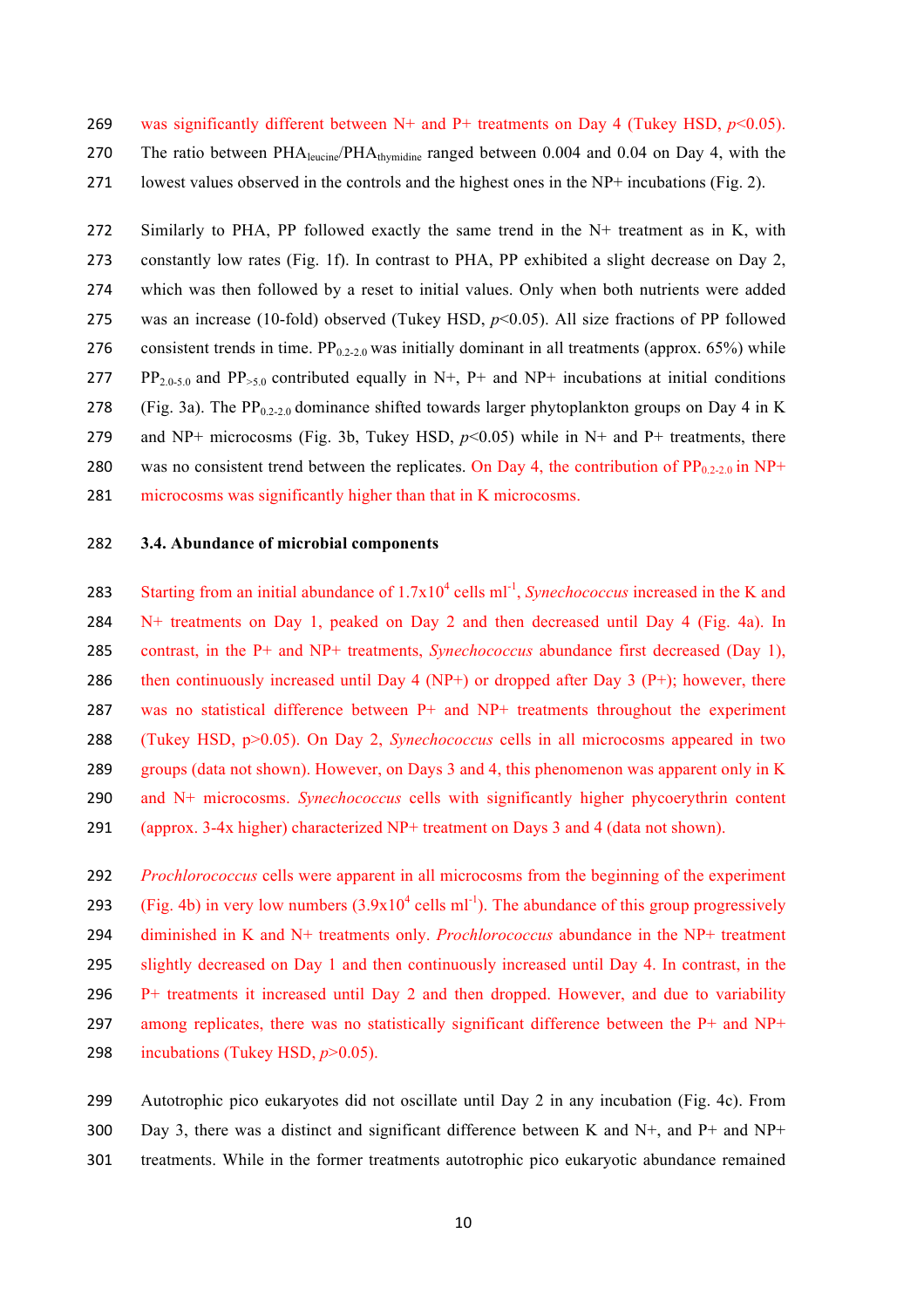was significantly different between N+ and P+ treatments on Day 4 (Tukey HSD, $p<0.05$). The ratio between $PHA_{leucine}/PHA_{thymidine}$ ranged between 0.004 and 0.04 on Day 4, with the lowest values observed in the controls and the highest ones in the NP+ incubations (Fig. 2).

Similarly to PHA, PP followed exactly the same trend in the N+ treatment as in K, with constantly low rates (Fig. 1f). In contrast to PHA, PP exhibited a slight decrease on Day 2, which was then followed by a reset to initial values. Only when both nutrients were added was an increase (10-fold) observed (Tukey HSD, $p<0.05$). All size fractions of PP followed consistent trends in time. $PP_{0.2\text{-}2.0}$ was initially dominant in all treatments (approx. 65%) while $PP_{2.0\text{-}5.0}$ and $PP_{>5.0}$ contributed equally in N+, P+ and NP+ incubations at initial conditions (Fig. 3a). The $PP_{0.2\text{-}2.0}$ dominance shifted towards larger phytoplankton groups on Day 4 in K and NP+ microcosms (Fig. 3b, Tukey HSD, $p<0.05$) while in N+ and P+ treatments, there was no consistent trend between the replicates. On Day 4, the contribution of $PP_{0.2\text{-}2.0}$ in NP+ microcosms was significantly higher than that in K microcosms.

### 3.4. Abundance of microbial components

Starting from an initial abundance of $1.7\times10^4$ cells $ml^{-1}$, *Synechococcus* increased in the K and N+ treatments on Day 1, peaked on Day 2 and then decreased until Day 4 (Fig. 4a). In contrast, in the P+ and NP+ treatments, *Synechococcus* abundance first decreased (Day 1), then continuously increased until Day 4 (NP+) or dropped after Day 3 (P+); however, there was no statistical difference between P+ and NP+ treatments throughout the experiment (Tukey HSD, $p>0.05$). On Day 2, *Synechococcus* cells in all microcosms appeared in two groups (data not shown). However, on Days 3 and 4, this phenomenon was apparent only in K and N+ microcosms. *Synechococcus* cells with significantly higher phycoerythrin content (approx. 3-4x higher) characterized NP+ treatment on Days 3 and 4 (data not shown).

*Prochlorococcus* cells were apparent in all microcosms from the beginning of the experiment (Fig. 4b) in very low numbers ($3.9\times10^4$ cells $ml^{-1}$). The abundance of this group progressively diminished in K and N+ treatments only. *Prochlorococcus* abundance in the NP+ treatment slightly decreased on Day 1 and then continuously increased until Day 4. In contrast, in the P+ treatments it increased until Day 2 and then dropped. However, and due to variability among replicates, there was no statistically significant difference between the P+ and NP+ incubations (Tukey HSD, $p>0.05$).

Autotrophic pico eukaryotes did not oscillate until Day 2 in any incubation (Fig. 4c). From Day 3, there was a distinct and significant difference between K and N+, and P+ and NP+ treatments. While in the former treatments autotrophic pico eukaryotic abundance remained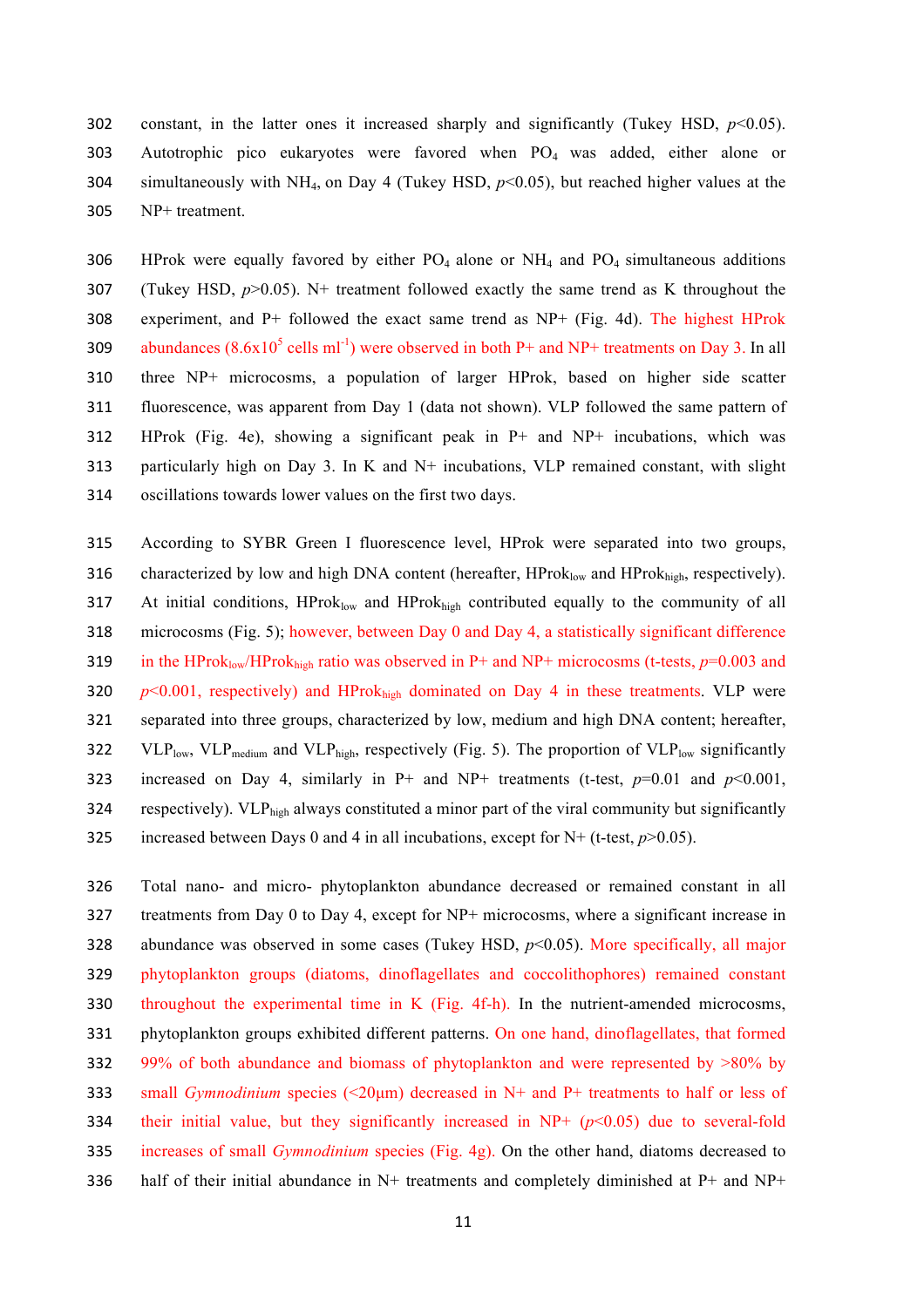constant, in the latter ones it increased sharply and significantly (Tukey HSD, $p<0.05$). Autotrophic pico eukaryotes were favored when $PO_4$ was added, either alone or simultaneously with $NH_4$, on Day 4 (Tukey HSD, $p<0.05$), but reached higher values at the NP+ treatment.

HProk were equally favored by either $PO_4$ alone or $NH_4$ and $PO_4$ simultaneous additions (Tukey HSD, $p>0.05$). N+ treatment followed exactly the same trend as K throughout the experiment, and P+ followed the exact same trend as NP+ (Fig. 4d). The highest HProk abundances ($8.6 \times 10^5$ cells ml$^{-1}$) were observed in both P+ and NP+ treatments on Day 3. In all three NP+ microcosms, a population of larger HProk, based on higher side scatter fluorescence, was apparent from Day 1 (data not shown). VLP followed the same pattern of HProk (Fig. 4e), showing a significant peak in P+ and NP+ incubations, which was particularly high on Day 3. In K and N+ incubations, VLP remained constant, with slight oscillations towards lower values on the first two days.

According to SYBR Green I fluorescence level, HProk were separated into two groups, characterized by low and high DNA content (hereafter, $HProk_{low}$ and $HProk_{high}$, respectively). At initial conditions, $HProk_{low}$ and $HProk_{high}$ contributed equally to the community of all microcosms (Fig. 5); however, between Day 0 and Day 4, a statistically significant difference in the $HProk_{low}/HProk_{high}$ ratio was observed in P+ and NP+ microcosms (t-tests, $p=0.003$ and $p<0.001$, respectively) and $HProk_{high}$ dominated on Day 4 in these treatments. VLP were separated into three groups, characterized by low, medium and high DNA content; hereafter, $VLP_{low}$, $VLP_{medium}$ and $VLP_{high}$, respectively (Fig. 5). The proportion of $VLP_{low}$ significantly increased on Day 4, similarly in P+ and NP+ treatments (t-test, $p=0.01$ and $p<0.001$, respectively). $VLP_{high}$ always constituted a minor part of the viral community but significantly increased between Days 0 and 4 in all incubations, except for N+ (t-test, $p>0.05$).

Total nano- and micro- phytoplankton abundance decreased or remained constant in all treatments from Day 0 to Day 4, except for NP+ microcosms, where a significant increase in abundance was observed in some cases (Tukey HSD, $p<0.05$). More specifically, all major phytoplankton groups (diatoms, dinoflagellates and coccolithophores) remained constant throughout the experimental time in K (Fig. 4f-h). In the nutrient-amended microcosms, phytoplankton groups exhibited different patterns. On one hand, dinoflagellates, that formed 99% of both abundance and biomass of phytoplankton and were represented by >80% by small *Gymnodinium* species (<20μm) decreased in N+ and P+ treatments to half or less of their initial value, but they significantly increased in NP+ ($p<0.05$) due to several-fold increases of small *Gymnodinium* species (Fig. 4g). On the other hand, diatoms decreased to half of their initial abundance in N+ treatments and completely diminished at P+ and NP+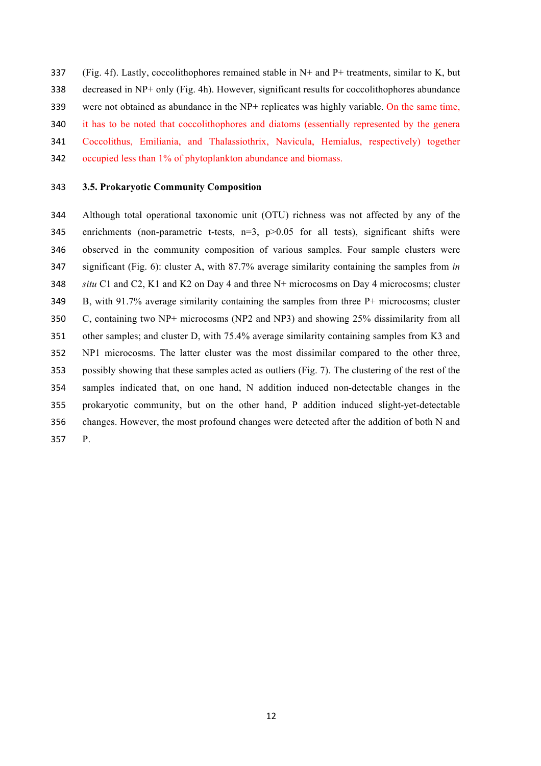(Fig. 4f). Lastly, coccolithophores remained stable in N+ and P+ treatments, similar to K, but decreased in NP+ only (Fig. 4h). However, significant results for coccolithophores abundance were not obtained as abundance in the NP+ replicates was highly variable. On the same time, it has to be noted that coccolithophores and diatoms (essentially represented by the genera Coccolithus, Emiliania, and Thalassiothrix, Navicula, Hemialus, respectively) together occupied less than 1% of phytoplankton abundance and biomass.

### 3.5. Prokaryotic Community Composition

Although total operational taxonomic unit (OTU) richness was not affected by any of the enrichments (non-parametric t-tests, n=3, p>0.05 for all tests), significant shifts were observed in the community composition of various samples. Four sample clusters were significant (Fig. 6): cluster A, with 87.7% average similarity containing the samples from *in situ* C1 and C2, K1 and K2 on Day 4 and three N+ microcosms on Day 4 microcosms; cluster B, with 91.7% average similarity containing the samples from three P+ microcosms; cluster C, containing two NP+ microcosms (NP2 and NP3) and showing 25% dissimilarity from all other samples; and cluster D, with 75.4% average similarity containing samples from K3 and NP1 microcosms. The latter cluster was the most dissimilar compared to the other three, possibly showing that these samples acted as outliers (Fig. 7). The clustering of the rest of the samples indicated that, on one hand, N addition induced non-detectable changes in the prokaryotic community, but on the other hand, P addition induced slight-yet-detectable changes. However, the most profound changes were detected after the addition of both N and P.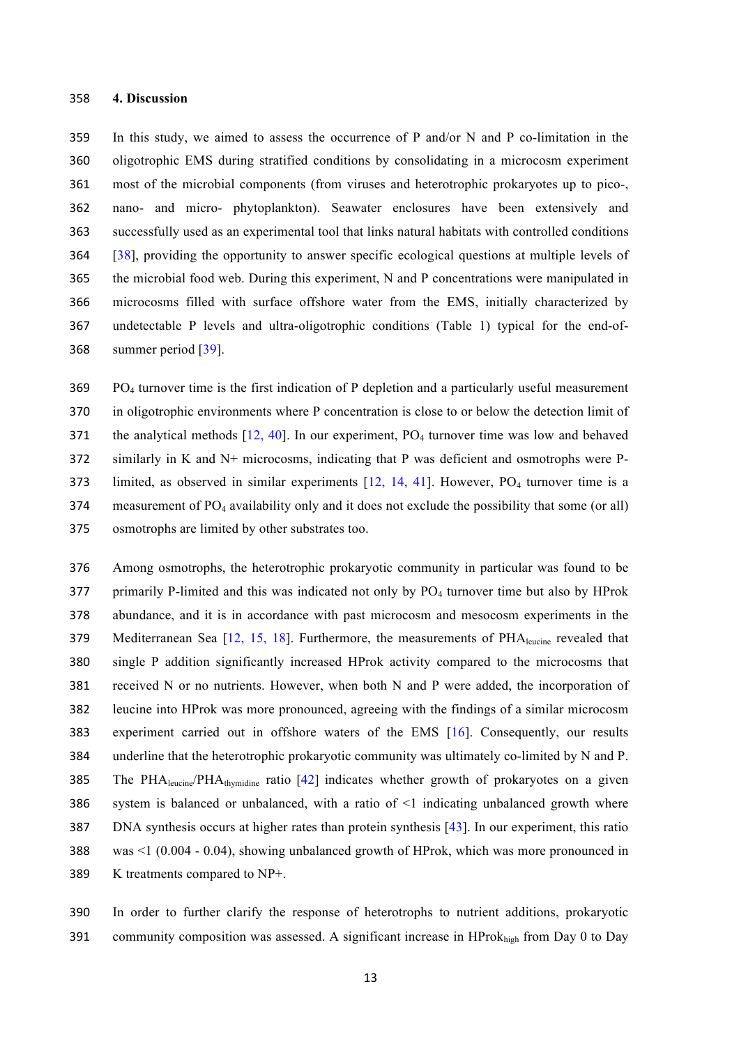## 4. Discussion

In this study, we aimed to assess the occurrence of P and/or N and P co-limitation in the oligotrophic EMS during stratified conditions by consolidating in a microcosm experiment most of the microbial components (from viruses and heterotrophic prokaryotes up to pico-, nano- and micro- phytoplankton). Seawater enclosures have been extensively and successfully used as an experimental tool that links natural habitats with controlled conditions [38], providing the opportunity to answer specific ecological questions at multiple levels of the microbial food web. During this experiment, N and P concentrations were manipulated in microcosms filled with surface offshore water from the EMS, initially characterized by undetectable P levels and ultra-oligotrophic conditions (Table 1) typical for the end-of-summer period [39].

$PO_4$ turnover time is the first indication of P depletion and a particularly useful measurement in oligotrophic environments where P concentration is close to or below the detection limit of the analytical methods [12, 40]. In our experiment, $PO_4$ turnover time was low and behaved similarly in K and N+ microcosms, indicating that P was deficient and osmotrophs were P-limited, as observed in similar experiments [12, 14, 41]. However, $PO_4$ turnover time is a measurement of $PO_4$ availability only and it does not exclude the possibility that some (or all) osmotrophs are limited by other substrates too.

Among osmotrophs, the heterotrophic prokaryotic community in particular was found to be primarily P-limited and this was indicated not only by $PO_4$ turnover time but also by HProk abundance, and it is in accordance with past microcosm and mesocosm experiments in the Mediterranean Sea [12, 15, 18]. Furthermore, the measurements of $PHA_{leucine}$ revealed that single P addition significantly increased HProk activity compared to the microcosms that received N or no nutrients. However, when both N and P were added, the incorporation of leucine into HProk was more pronounced, agreeing with the findings of a similar microcosm experiment carried out in offshore waters of the EMS [16]. Consequently, our results underline that the heterotrophic prokaryotic community was ultimately co-limited by N and P. The $PHA_{leucine}/PHA_{thymidine}$ ratio [42] indicates whether growth of prokaryotes on a given system is balanced or unbalanced, with a ratio of <1 indicating unbalanced growth where DNA synthesis occurs at higher rates than protein synthesis [43]. In our experiment, this ratio was <1 (0.004 - 0.04), showing unbalanced growth of HProk, which was more pronounced in K treatments compared to NP+.

In order to further clarify the response of heterotrophs to nutrient additions, prokaryotic community composition was assessed. A significant increase in $HProk_{high}$ from Day 0 to Day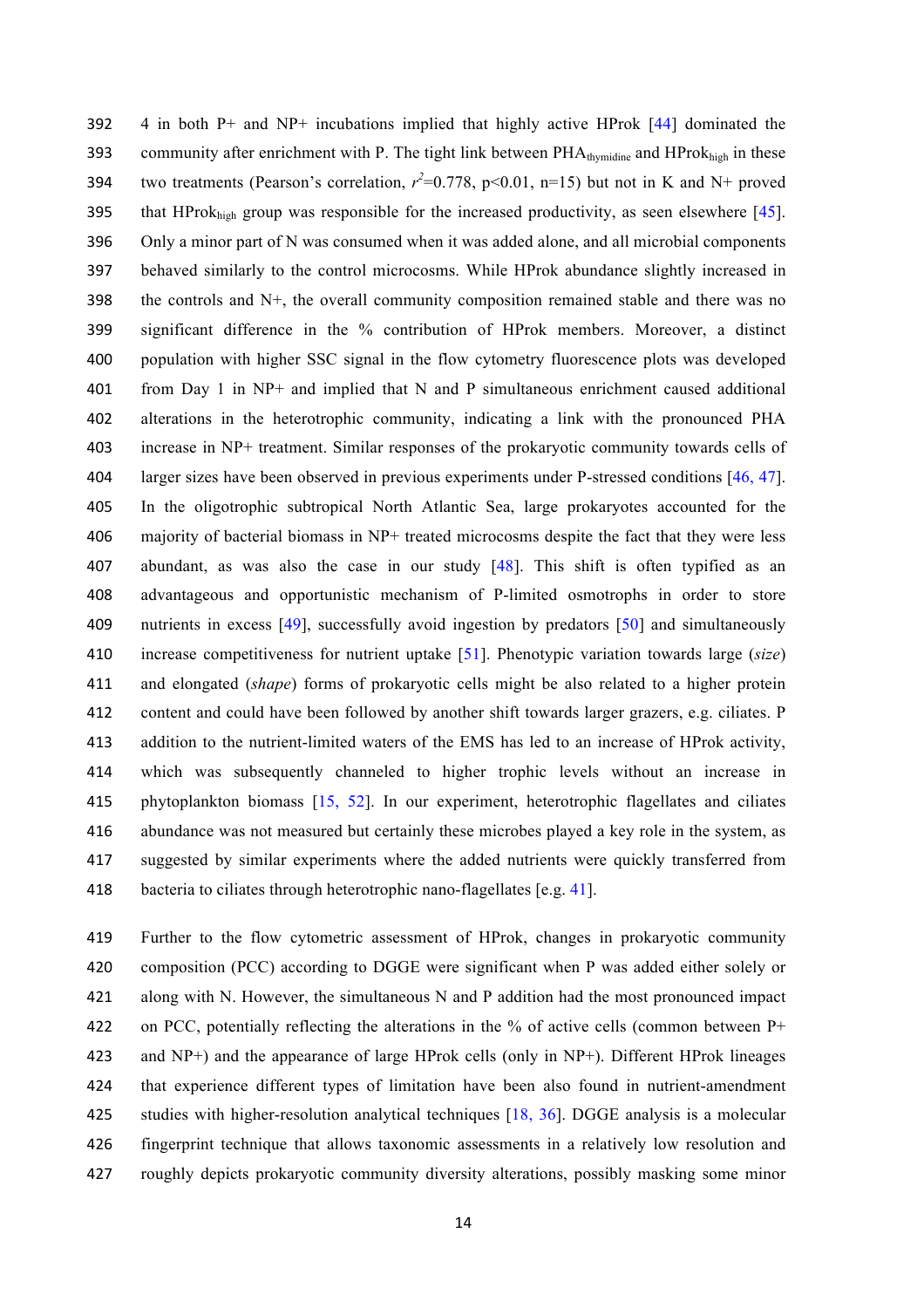4 in both P+ and NP+ incubations implied that highly active HProk [44] dominated the community after enrichment with P. The tight link between $PHA_{thymidine}$ and $HProk_{high}$ in these two treatments (Pearson's correlation, $r^2=0.778$, $p<0.01$, $n=15$) but not in K and N+ proved that $HProk_{high}$ group was responsible for the increased productivity, as seen elsewhere [45]. Only a minor part of N was consumed when it was added alone, and all microbial components behaved similarly to the control microcosms. While HProk abundance slightly increased in the controls and N+, the overall community composition remained stable and there was no significant difference in the % contribution of HProk members. Moreover, a distinct population with higher SSC signal in the flow cytometry fluorescence plots was developed from Day 1 in NP+ and implied that N and P simultaneous enrichment caused additional alterations in the heterotrophic community, indicating a link with the pronounced PHA increase in NP+ treatment. Similar responses of the prokaryotic community towards cells of larger sizes have been observed in previous experiments under P-stressed conditions [46, 47]. In the oligotrophic subtropical North Atlantic Sea, large prokaryotes accounted for the majority of bacterial biomass in NP+ treated microcosms despite the fact that they were less abundant, as was also the case in our study [48]. This shift is often typified as an advantageous and opportunistic mechanism of P-limited osmotrophs in order to store nutrients in excess [49], successfully avoid ingestion by predators [50] and simultaneously increase competitiveness for nutrient uptake [51]. Phenotypic variation towards large (*size*) and elongated (*shape*) forms of prokaryotic cells might be also related to a higher protein content and could have been followed by another shift towards larger grazers, e.g. ciliates. P addition to the nutrient-limited waters of the EMS has led to an increase of HProk activity, which was subsequently channeled to higher trophic levels without an increase in phytoplankton biomass [15, 52]. In our experiment, heterotrophic flagellates and ciliates abundance was not measured but certainly these microbes played a key role in the system, as suggested by similar experiments where the added nutrients were quickly transferred from bacteria to ciliates through heterotrophic nano-flagellates [e.g. 41].

Further to the flow cytometric assessment of HProk, changes in prokaryotic community composition (PCC) according to DGGE were significant when P was added either solely or along with N. However, the simultaneous N and P addition had the most pronounced impact on PCC, potentially reflecting the alterations in the % of active cells (common between P+ and NP+) and the appearance of large HProk cells (only in NP+). Different HProk lineages that experience different types of limitation have been also found in nutrient-amendment studies with higher-resolution analytical techniques [18, 36]. DGGE analysis is a molecular fingerprint technique that allows taxonomic assessments in a relatively low resolution and roughly depicts prokaryotic community diversity alterations, possibly masking some minor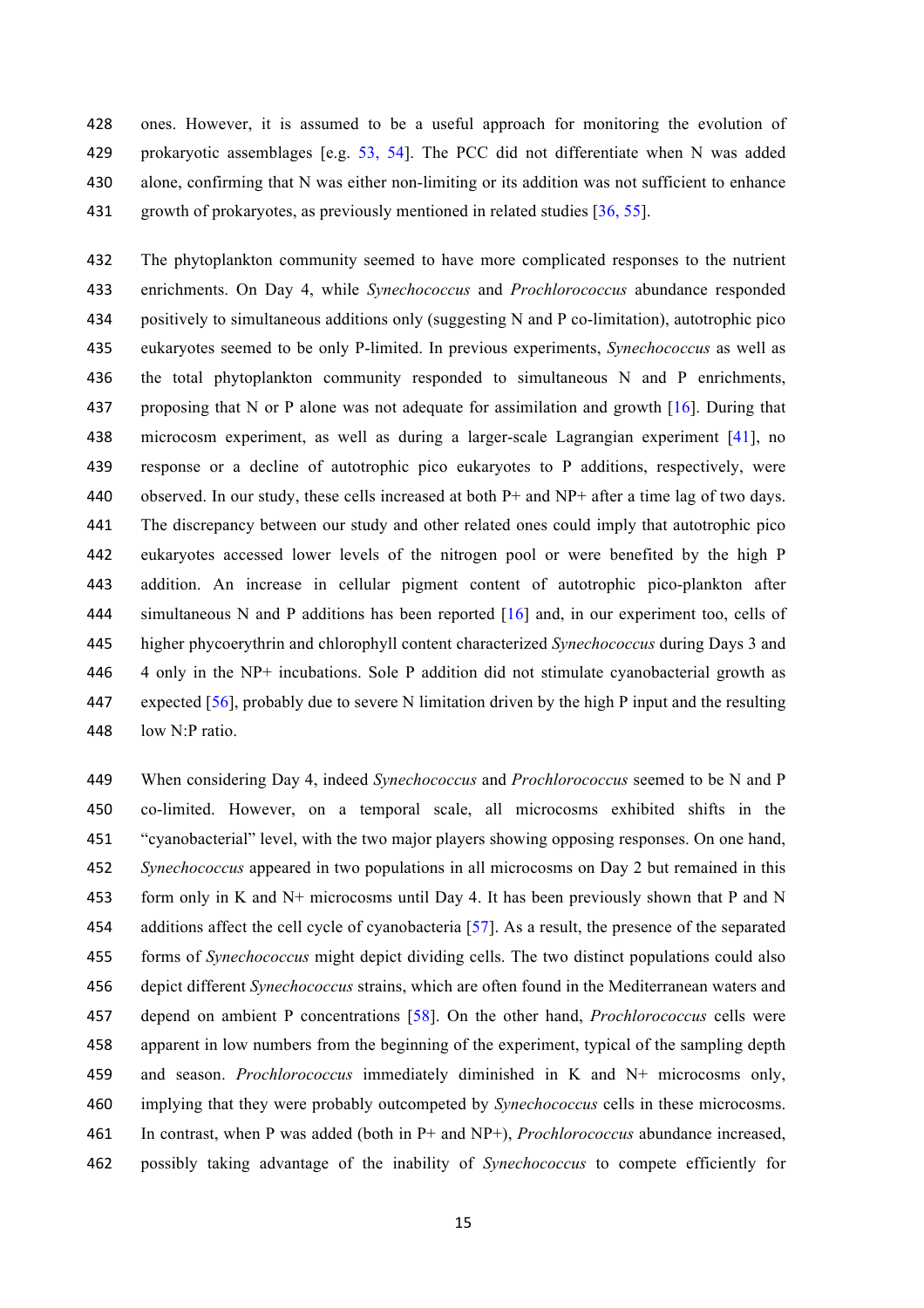ones. However, it is assumed to be a useful approach for monitoring the evolution of prokaryotic assemblages [e.g. 53, 54]. The PCC did not differentiate when N was added alone, confirming that N was either non-limiting or its addition was not sufficient to enhance growth of prokaryotes, as previously mentioned in related studies [36, 55].

The phytoplankton community seemed to have more complicated responses to the nutrient enrichments. On Day 4, while *Synechococcus* and *Prochlorococcus* abundance responded positively to simultaneous additions only (suggesting N and P co-limitation), autotrophic pico eukaryotes seemed to be only P-limited. In previous experiments, *Synechococcus* as well as the total phytoplankton community responded to simultaneous N and P enrichments, proposing that N or P alone was not adequate for assimilation and growth [16]. During that microcosm experiment, as well as during a larger-scale Lagrangian experiment [41], no response or a decline of autotrophic pico eukaryotes to P additions, respectively, were observed. In our study, these cells increased at both P+ and NP+ after a time lag of two days. The discrepancy between our study and other related ones could imply that autotrophic pico eukaryotes accessed lower levels of the nitrogen pool or were benefited by the high P addition. An increase in cellular pigment content of autotrophic pico-plankton after simultaneous N and P additions has been reported [16] and, in our experiment too, cells of higher phycoerythrin and chlorophyll content characterized *Synechococcus* during Days 3 and 4 only in the NP+ incubations. Sole P addition did not stimulate cyanobacterial growth as expected [56], probably due to severe N limitation driven by the high P input and the resulting low N:P ratio.

When considering Day 4, indeed *Synechococcus* and *Prochlorococcus* seemed to be N and P co-limited. However, on a temporal scale, all microcosms exhibited shifts in the "cyanobacterial" level, with the two major players showing opposing responses. On one hand, *Synechococcus* appeared in two populations in all microcosms on Day 2 but remained in this form only in K and N+ microcosms until Day 4. It has been previously shown that P and N additions affect the cell cycle of cyanobacteria [57]. As a result, the presence of the separated forms of *Synechococcus* might depict dividing cells. The two distinct populations could also depict different *Synechococcus* strains, which are often found in the Mediterranean waters and depend on ambient P concentrations [58]. On the other hand, *Prochlorococcus* cells were apparent in low numbers from the beginning of the experiment, typical of the sampling depth and season. *Prochlorococcus* immediately diminished in K and N+ microcosms only, implying that they were probably outcompeted by *Synechococcus* cells in these microcosms. In contrast, when P was added (both in P+ and NP+), *Prochlorococcus* abundance increased, possibly taking advantage of the inability of *Synechococcus* to compete efficiently for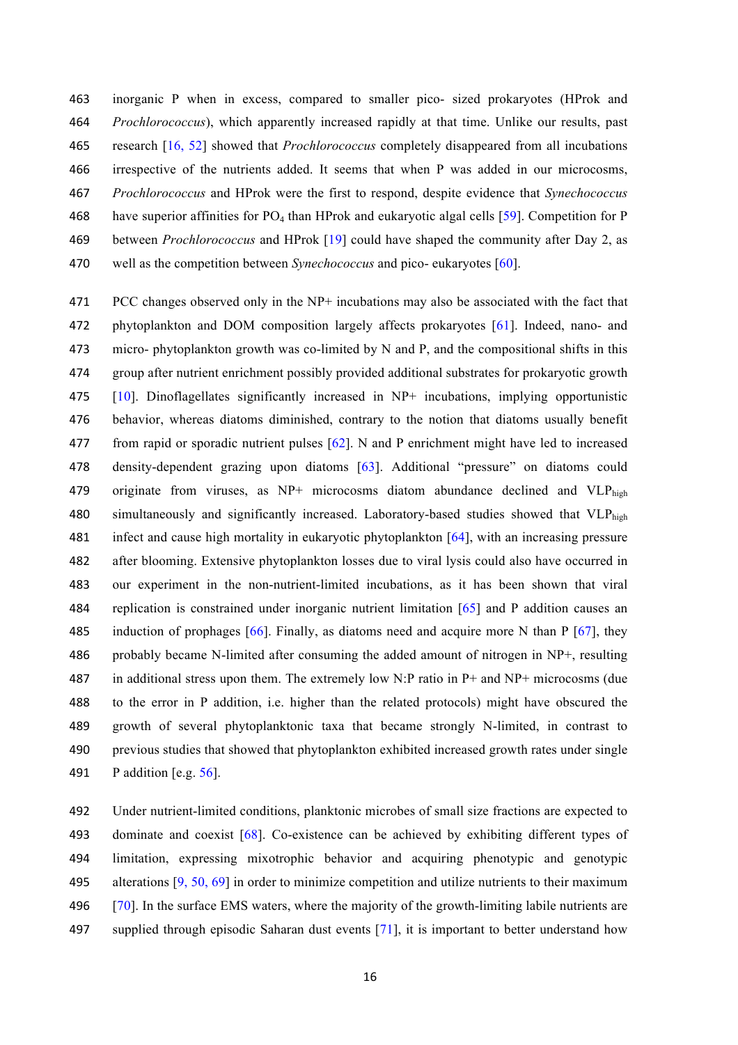inorganic P when in excess, compared to smaller pico- sized prokaryotes (HProk and *Prochlorococcus*), which apparently increased rapidly at that time. Unlike our results, past research [16, 52] showed that *Prochlorococcus* completely disappeared from all incubations irrespective of the nutrients added. It seems that when P was added in our microcosms, *Prochlorococcus* and HProk were the first to respond, despite evidence that *Synechococcus* have superior affinities for $PO_4$ than HProk and eukaryotic algal cells [59]. Competition for P between *Prochlorococcus* and HProk [19] could have shaped the community after Day 2, as well as the competition between *Synechococcus* and pico- eukaryotes [60].

PCC changes observed only in the NP+ incubations may also be associated with the fact that phytoplankton and DOM composition largely affects prokaryotes [61]. Indeed, nano- and micro- phytoplankton growth was co-limited by N and P, and the compositional shifts in this group after nutrient enrichment possibly provided additional substrates for prokaryotic growth [10]. Dinoflagellates significantly increased in NP+ incubations, implying opportunistic behavior, whereas diatoms diminished, contrary to the notion that diatoms usually benefit from rapid or sporadic nutrient pulses [62]. N and P enrichment might have led to increased density-dependent grazing upon diatoms [63]. Additional "pressure" on diatoms could originate from viruses, as NP+ microcosms diatom abundance declined and $VLP_{high}$ simultaneously and significantly increased. Laboratory-based studies showed that $VLP_{high}$ infect and cause high mortality in eukaryotic phytoplankton [64], with an increasing pressure after blooming. Extensive phytoplankton losses due to viral lysis could also have occurred in our experiment in the non-nutrient-limited incubations, as it has been shown that viral replication is constrained under inorganic nutrient limitation [65] and P addition causes an induction of prophages [66]. Finally, as diatoms need and acquire more N than P [67], they probably became N-limited after consuming the added amount of nitrogen in NP+, resulting in additional stress upon them. The extremely low N:P ratio in P+ and NP+ microcosms (due to the error in P addition, i.e. higher than the related protocols) might have obscured the growth of several phytoplanktonic taxa that became strongly N-limited, in contrast to previous studies that showed that phytoplankton exhibited increased growth rates under single P addition [e.g. 56].

Under nutrient-limited conditions, planktonic microbes of small size fractions are expected to dominate and coexist [68]. Co-existence can be achieved by exhibiting different types of limitation, expressing mixotrophic behavior and acquiring phenotypic and genotypic alterations [9, 50, 69] in order to minimize competition and utilize nutrients to their maximum [70]. In the surface EMS waters, where the majority of the growth-limiting labile nutrients are supplied through episodic Saharan dust events [71], it is important to better understand how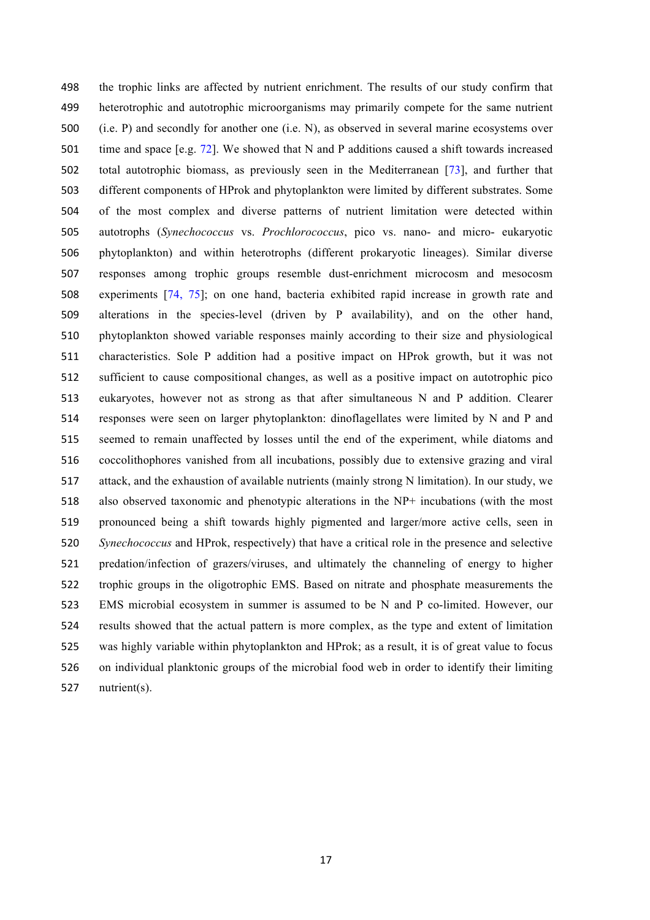the trophic links are affected by nutrient enrichment. The results of our study confirm that heterotrophic and autotrophic microorganisms may primarily compete for the same nutrient (i.e. P) and secondly for another one (i.e. N), as observed in several marine ecosystems over time and space [e.g. 72]. We showed that N and P additions caused a shift towards increased total autotrophic biomass, as previously seen in the Mediterranean [73], and further that different components of HProk and phytoplankton were limited by different substrates. Some of the most complex and diverse patterns of nutrient limitation were detected within autotrophs (*Synechococcus* vs. *Prochlorococcus*, pico vs. nano- and micro- eukaryotic phytoplankton) and within heterotrophs (different prokaryotic lineages). Similar diverse responses among trophic groups resemble dust-enrichment microcosm and mesocosm experiments [74, 75]; on one hand, bacteria exhibited rapid increase in growth rate and alterations in the species-level (driven by P availability), and on the other hand, phytoplankton showed variable responses mainly according to their size and physiological characteristics. Sole P addition had a positive impact on HProk growth, but it was not sufficient to cause compositional changes, as well as a positive impact on autotrophic pico eukaryotes, however not as strong as that after simultaneous N and P addition. Clearer responses were seen on larger phytoplankton: dinoflagellates were limited by N and P and seemed to remain unaffected by losses until the end of the experiment, while diatoms and coccolithophores vanished from all incubations, possibly due to extensive grazing and viral attack, and the exhaustion of available nutrients (mainly strong N limitation). In our study, we also observed taxonomic and phenotypic alterations in the NP+ incubations (with the most pronounced being a shift towards highly pigmented and larger/more active cells, seen in *Synechococcus* and HProk, respectively) that have a critical role in the presence and selective predation/infection of grazers/viruses, and ultimately the channeling of energy to higher trophic groups in the oligotrophic EMS. Based on nitrate and phosphate measurements the EMS microbial ecosystem in summer is assumed to be N and P co-limited. However, our results showed that the actual pattern is more complex, as the type and extent of limitation was highly variable within phytoplankton and HProk; as a result, it is of great value to focus on individual planktonic groups of the microbial food web in order to identify their limiting nutrient(s).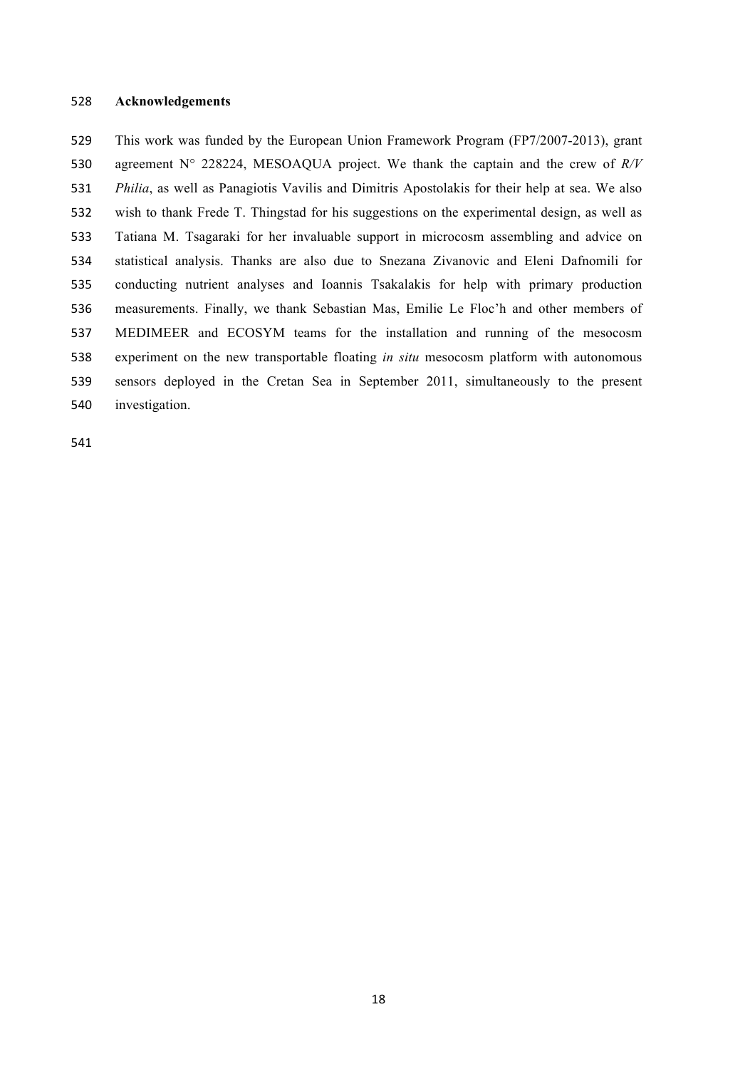## Acknowledgements

This work was funded by the European Union Framework Program (FP7/2007-2013), grant agreement N° 228224, MESOAQUA project. We thank the captain and the crew of *R/V Philia*, as well as Panagiotis Vavilis and Dimitris Apostolakis for their help at sea. We also wish to thank Frede T. Thingstad for his suggestions on the experimental design, as well as Tatiana M. Tsagaraki for her invaluable support in microcosm assembling and advice on statistical analysis. Thanks are also due to Snezana Zivanovic and Eleni Dafnomili for conducting nutrient analyses and Ioannis Tsakalakis for help with primary production measurements. Finally, we thank Sebastian Mas, Emilie Le Floc'h and other members of MEDIMEER and ECOSYM teams for the installation and running of the mesocosm experiment on the new transportable floating *in situ* mesocosm platform with autonomous sensors deployed in the Cretan Sea in September 2011, simultaneously to the present investigation.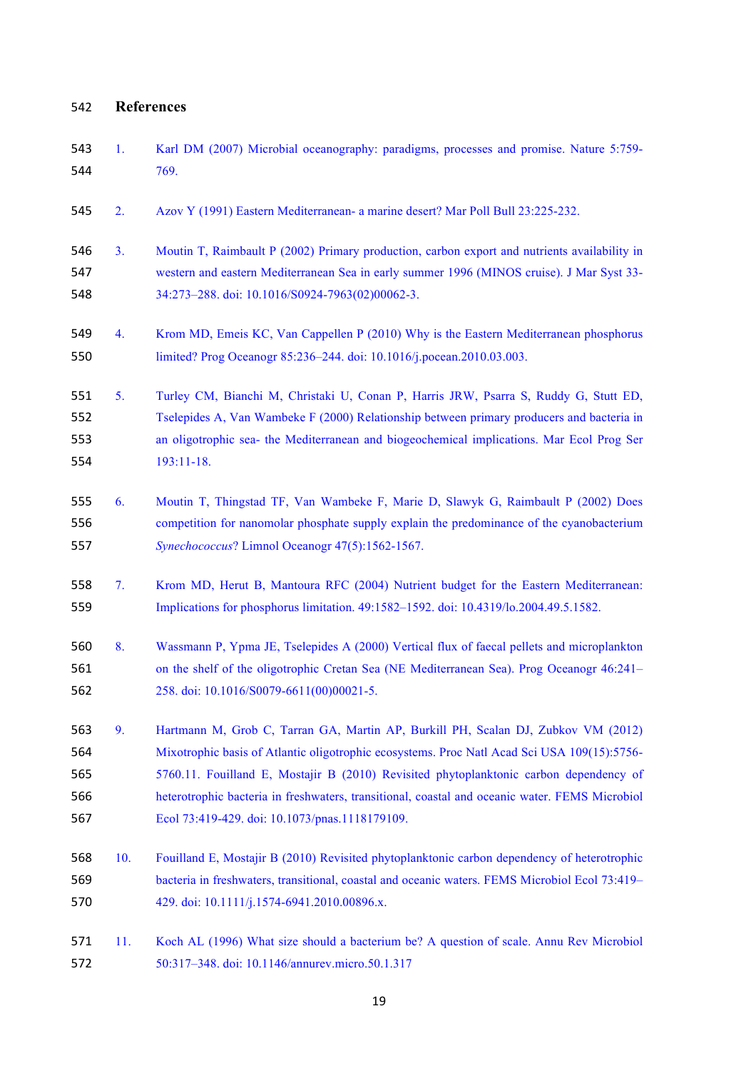## References

1. Karl DM (2007) Microbial oceanography: paradigms, processes and promise. Nature 5:759-769.

2. Azov Y (1991) Eastern Mediterranean- a marine desert? Mar Poll Bull 23:225-232.

3. Moutin T, Raimbault P (2002) Primary production, carbon export and nutrients availability in western and eastern Mediterranean Sea in early summer 1996 (MINOS cruise). J Mar Syst 33-34:273–288. doi: 10.1016/S0924-7963(02)00062-3.

4. Krom MD, Emeis KC, Van Cappellen P (2010) Why is the Eastern Mediterranean phosphorus limited? Prog Oceanogr 85:236–244. doi: 10.1016/j.pocean.2010.03.003.

5. Turley CM, Bianchi M, Christaki U, Conan P, Harris JRW, Psarra S, Ruddy G, Stutt ED, Tselepides A, Van Wambeke F (2000) Relationship between primary producers and bacteria in an oligotrophic sea- the Mediterranean and biogeochemical implications. Mar Ecol Prog Ser 193:11-18.

6. Moutin T, Thingstad TF, Van Wambeke F, Marie D, Slawyk G, Raimbault P (2002) Does competition for nanomolar phosphate supply explain the predominance of the cyanobacterium *Synechococcus*? Limnol Oceanogr 47(5):1562-1567.

7. Krom MD, Herut B, Mantoura RFC (2004) Nutrient budget for the Eastern Mediterranean: Implications for phosphorus limitation. 49:1582–1592. doi: 10.4319/lo.2004.49.5.1582.

8. Wassmann P, Ypma JE, Tselepides A (2000) Vertical flux of faecal pellets and microplankton on the shelf of the oligotrophic Cretan Sea (NE Mediterranean Sea). Prog Oceanogr 46:241–258. doi: 10.1016/S0079-6611(00)00021-5.

9. Hartmann M, Grob C, Tarran GA, Martin AP, Burkill PH, Scalan DJ, Zubkov VM (2012) Mixotrophic basis of Atlantic oligotrophic ecosystems. Proc Natl Acad Sci USA 109(15):5756-5760.11. Fouilland E, Mostajir B (2010) Revisited phytoplanktonic carbon dependency of heterotrophic bacteria in freshwaters, transitional, coastal and oceanic water. FEMS Microbiol Ecol 73:419-429. doi: 10.1073/pnas.1118179109.

10. Fouilland E, Mostajir B (2010) Revisited phytoplanktonic carbon dependency of heterotrophic bacteria in freshwaters, transitional, coastal and oceanic waters. FEMS Microbiol Ecol 73:419–429. doi: 10.1111/j.1574-6941.2010.00896.x.

11. Koch AL (1996) What size should a bacterium be? A question of scale. Annu Rev Microbiol 50:317–348. doi: 10.1146/annurev.micro.50.1.317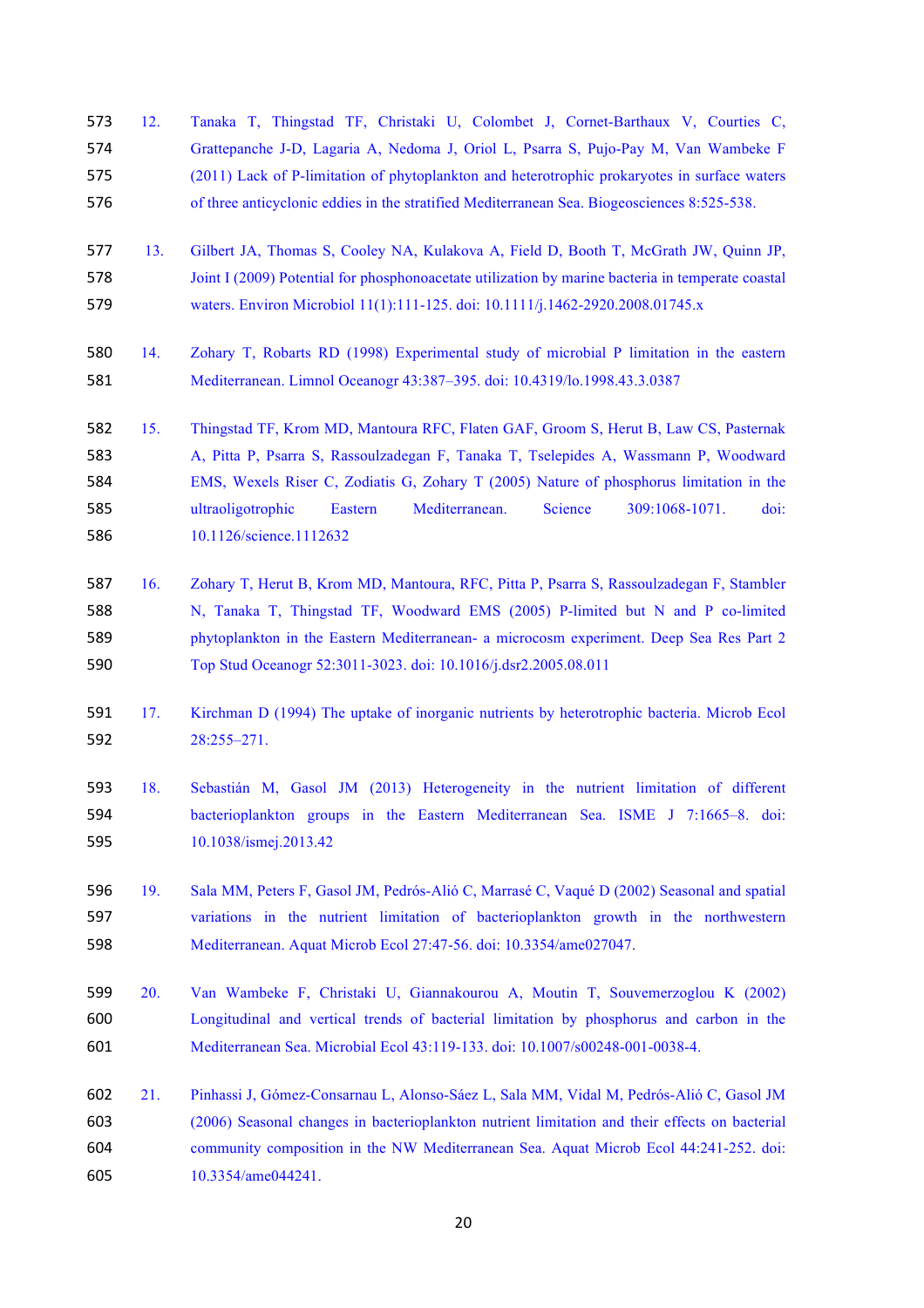12. Tanaka T, Thingstad TF, Christaki U, Colombet J, Cornet-Barthaux V, Courties C, Grattepanche J-D, Lagaria A, Nedoma J, Oriol L, Psarra S, Pujo-Pay M, Van Wambeke F (2011) Lack of P-limitation of phytoplankton and heterotrophic prokaryotes in surface waters of three anticyclonic eddies in the stratified Mediterranean Sea. Biogeosciences 8:525-538.

13. Gilbert JA, Thomas S, Cooley NA, Kulakova A, Field D, Booth T, McGrath JW, Quinn JP, Joint I (2009) Potential for phosphonoacetate utilization by marine bacteria in temperate coastal waters. Environ Microbiol 11(1):111-125. doi: 10.1111/j.1462-2920.2008.01745.x

14. Zohary T, Robarts RD (1998) Experimental study of microbial P limitation in the eastern Mediterranean. Limnol Oceanogr 43:387–395. doi: 10.4319/lo.1998.43.3.0387

15. Thingstad TF, Krom MD, Mantoura RFC, Flaten GAF, Groom S, Herut B, Law CS, Pasternak A, Pitta P, Psarra S, Rassoulzadegan F, Tanaka T, Tselepides A, Wassmann P, Woodward EMS, Wexels Riser C, Zodiatis G, Zohary T (2005) Nature of phosphorus limitation in the ultraoligotrophic Eastern Mediterranean. Science 309:1068-1071. doi: 10.1126/science.1112632

16. Zohary T, Herut B, Krom MD, Mantoura, RFC, Pitta P, Psarra S, Rassoulzadegan F, Stambler N, Tanaka T, Thingstad TF, Woodward EMS (2005) P-limited but N and P co-limited phytoplankton in the Eastern Mediterranean- a microcosm experiment. Deep Sea Res Part 2 Top Stud Oceanogr 52:3011-3023. doi: 10.1016/j.dsr2.2005.08.011

17. Kirchman D (1994) The uptake of inorganic nutrients by heterotrophic bacteria. Microb Ecol 28:255–271.

18. Sebastián M, Gasol JM (2013) Heterogeneity in the nutrient limitation of different bacterioplankton groups in the Eastern Mediterranean Sea. ISME J 7:1665–8. doi: 10.1038/ismej.2013.42

19. Sala MM, Peters F, Gasol JM, Pedrós-Alió C, Marrasé C, Vaqué D (2002) Seasonal and spatial variations in the nutrient limitation of bacterioplankton growth in the northwestern Mediterranean. Aquat Microb Ecol 27:47-56. doi: 10.3354/ame027047.

20. Van Wambeke F, Christaki U, Giannakourou A, Moutin T, Souvemerzoglou K (2002) Longitudinal and vertical trends of bacterial limitation by phosphorus and carbon in the Mediterranean Sea. Microbial Ecol 43:119-133. doi: 10.1007/s00248-001-0038-4.

21. Pinhassi J, Gómez-Consarnau L, Alonso-Sáez L, Sala MM, Vidal M, Pedrós-Alió C, Gasol JM (2006) Seasonal changes in bacterioplankton nutrient limitation and their effects on bacterial community composition in the NW Mediterranean Sea. Aquat Microb Ecol 44:241-252. doi: 10.3354/ame044241.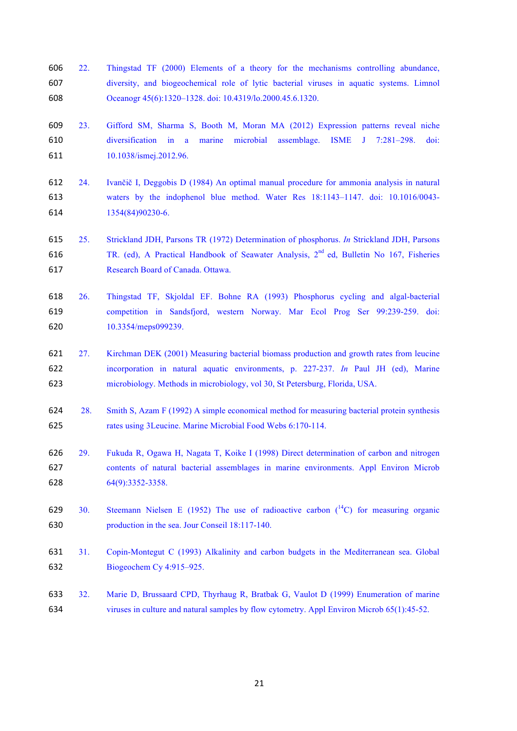22. Thingstad TF (2000) Elements of a theory for the mechanisms controlling abundance, diversity, and biogeochemical role of lytic bacterial viruses in aquatic systems. Limnol Oceanogr 45(6):1320–1328. doi: 10.4319/lo.2000.45.6.1320.

23. Gifford SM, Sharma S, Booth M, Moran MA (2012) Expression patterns reveal niche diversification in a marine microbial assemblage. ISME J 7:281–298. doi: 10.1038/ismej.2012.96.

24. Ivančič I, Deggobis D (1984) An optimal manual procedure for ammonia analysis in natural waters by the indophenol blue method. Water Res 18:1143–1147. doi: 10.1016/0043-1354(84)90230-6.

25. Strickland JDH, Parsons TR (1972) Determination of phosphorus. *In* Strickland JDH, Parsons TR. (ed), A Practical Handbook of Seawater Analysis, 2nd ed, Bulletin No 167, Fisheries Research Board of Canada. Ottawa.

26. Thingstad TF, Skjoldal EF. Bohne RA (1993) Phosphorus cycling and algal-bacterial competition in Sandsfjord, western Norway. Mar Ecol Prog Ser 99:239-259. doi: 10.3354/meps099239.

27. Kirchman DEK (2001) Measuring bacterial biomass production and growth rates from leucine incorporation in natural aquatic environments, p. 227-237. *In* Paul JH (ed), Marine microbiology. Methods in microbiology, vol 30, St Petersburg, Florida, USA.

28. Smith S, Azam F (1992) A simple economical method for measuring bacterial protein synthesis rates using 3Leucine. Marine Microbial Food Webs 6:170-114.

29. Fukuda R, Ogawa H, Nagata T, Koike I (1998) Direct determination of carbon and nitrogen contents of natural bacterial assemblages in marine environments. Appl Environ Microb 64(9):3352-3358.

30. Steemann Nielsen E (1952) The use of radioactive carbon ($^{14}$C) for measuring organic production in the sea. Jour Conseil 18:117-140.

31. Copin-Montegut C (1993) Alkalinity and carbon budgets in the Mediterranean sea. Global Biogeochem Cy 4:915–925.

32. Marie D, Brussaard CPD, Thyrhaug R, Bratbak G, Vaulot D (1999) Enumeration of marine viruses in culture and natural samples by flow cytometry. Appl Environ Microb 65(1):45-52.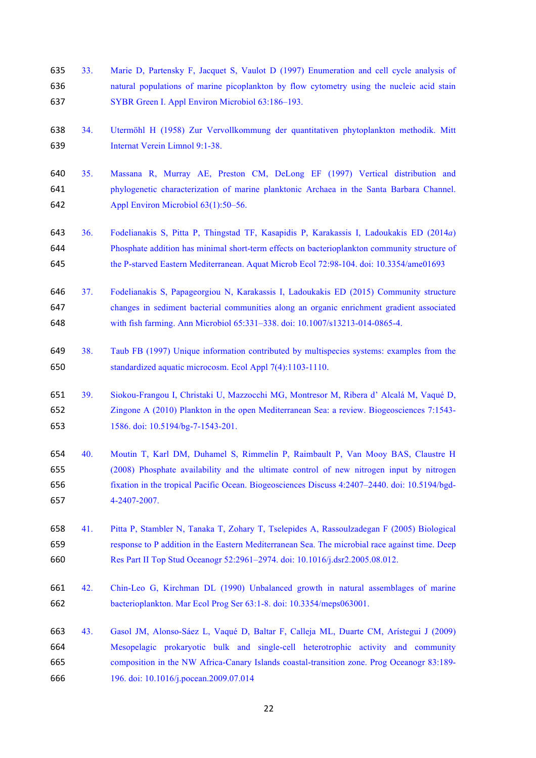33. Marie D, Partensky F, Jacquet S, Vaulot D (1997) Enumeration and cell cycle analysis of natural populations of marine picoplankton by flow cytometry using the nucleic acid stain SYBR Green I. Appl Environ Microbiol 63:186–193.

34. Utermöhl H (1958) Zur Vervollkommung der quantitativen phytoplankton methodik. Mitt Internat Verein Limnol 9:1-38.

35. Massana R, Murray AE, Preston CM, DeLong EF (1997) Vertical distribution and phylogenetic characterization of marine planktonic Archaea in the Santa Barbara Channel. Appl Environ Microbiol 63(1):50–56.

36. Fodelianakis S, Pitta P, Thingstad TF, Kasapidis P, Karakassis I, Ladoukakis ED (2014*a*) Phosphate addition has minimal short-term effects on bacterioplankton community structure of the P-starved Eastern Mediterranean. Aquat Microb Ecol 72:98-104. doi: 10.3354/ame01693

37. Fodelianakis S, Papageorgiou N, Karakassis I, Ladoukakis ED (2015) Community structure changes in sediment bacterial communities along an organic enrichment gradient associated with fish farming. Ann Microbiol 65:331–338. doi: 10.1007/s13213-014-0865-4.

38. Taub FB (1997) Unique information contributed by multispecies systems: examples from the standardized aquatic microcosm. Ecol Appl 7(4):1103-1110.

39. Siokou-Frangou I, Christaki U, Mazzocchi MG, Montresor M, Ribera d' Alcalá M, Vaqué D, Zingone A (2010) Plankton in the open Mediterranean Sea: a review. Biogeosciences 7:1543-1586. doi: 10.5194/bg-7-1543-201.

40. Moutin T, Karl DM, Duhamel S, Rimmelin P, Raimbault P, Van Mooy BAS, Claustre H (2008) Phosphate availability and the ultimate control of new nitrogen input by nitrogen fixation in the tropical Pacific Ocean. Biogeosciences Discuss 4:2407–2440. doi: 10.5194/bgd-4-2407-2007.

41. Pitta P, Stambler N, Tanaka T, Zohary T, Tselepides A, Rassoulzadegan F (2005) Biological response to P addition in the Eastern Mediterranean Sea. The microbial race against time. Deep Res Part II Top Stud Oceanogr 52:2961–2974. doi: 10.1016/j.dsr2.2005.08.012.

42. Chin-Leo G, Kirchman DL (1990) Unbalanced growth in natural assemblages of marine bacterioplankton. Mar Ecol Prog Ser 63:1-8. doi: 10.3354/meps063001.

43. Gasol JM, Alonso-Sáez L, Vaqué D, Baltar F, Calleja ML, Duarte CM, Arístegui J (2009) Mesopelagic prokaryotic bulk and single-cell heterotrophic activity and community composition in the NW Africa-Canary Islands coastal-transition zone. Prog Oceanogr 83:189-196. doi: 10.1016/j.pocean.2009.07.014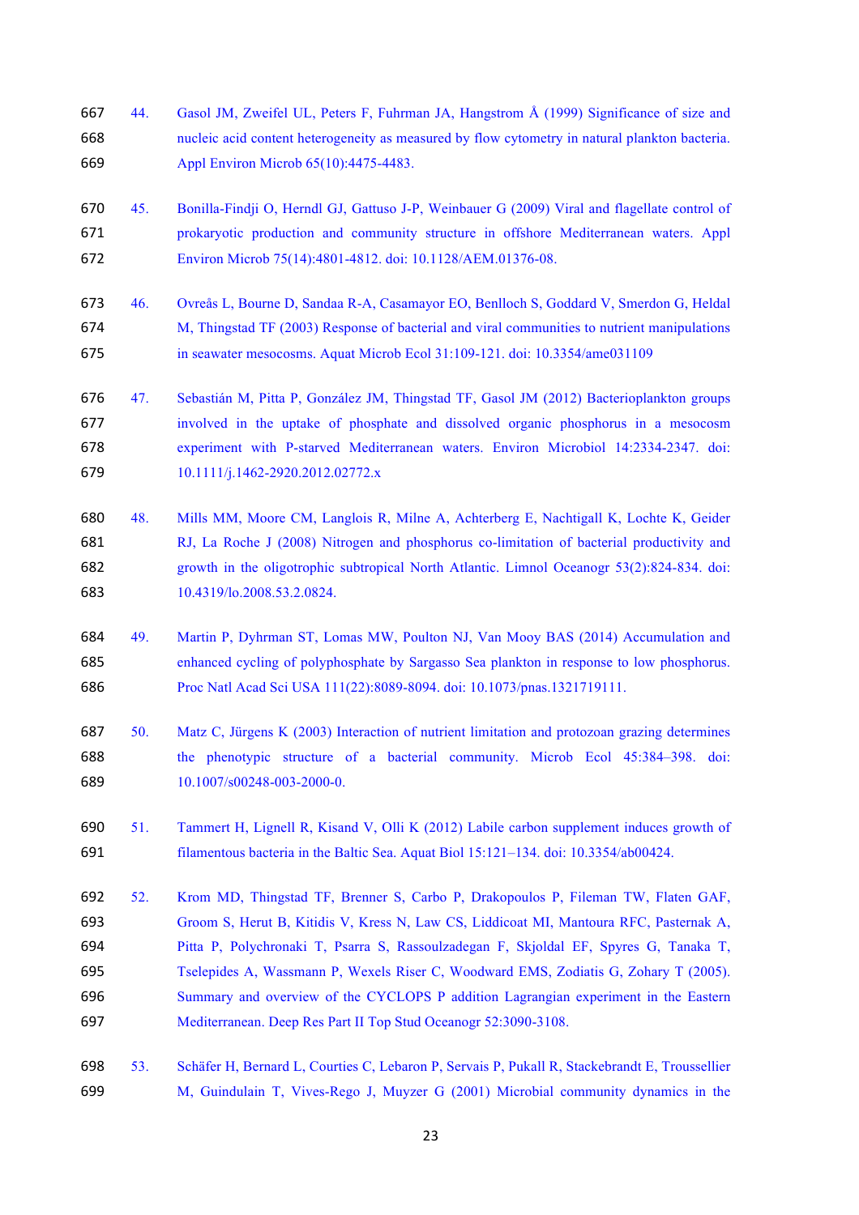44. Gasol JM, Zweifel UL, Peters F, Fuhrman JA, Hangstrom Å (1999) Significance of size and nucleic acid content heterogeneity as measured by flow cytometry in natural plankton bacteria. Appl Environ Microb 65(10):4475-4483.

45. Bonilla-Findji O, Herndl GJ, Gattuso J-P, Weinbauer G (2009) Viral and flagellate control of prokaryotic production and community structure in offshore Mediterranean waters. Appl Environ Microb 75(14):4801-4812. doi: 10.1128/AEM.01376-08.

46. Ovreås L, Bourne D, Sandaa R-A, Casamayor EO, Benlloch S, Goddard V, Smerdon G, Heldal M, Thingstad TF (2003) Response of bacterial and viral communities to nutrient manipulations in seawater mesocosms. Aquat Microb Ecol 31:109-121. doi: 10.3354/ame031109

47. Sebastián M, Pitta P, González JM, Thingstad TF, Gasol JM (2012) Bacterioplankton groups involved in the uptake of phosphate and dissolved organic phosphorus in a mesocosm experiment with P-starved Mediterranean waters. Environ Microbiol 14:2334-2347. doi: 10.1111/j.1462-2920.2012.02772.x

48. Mills MM, Moore CM, Langlois R, Milne A, Achterberg E, Nachtigall K, Lochte K, Geider RJ, La Roche J (2008) Nitrogen and phosphorus co-limitation of bacterial productivity and growth in the oligotrophic subtropical North Atlantic. Limnol Oceanogr 53(2):824-834. doi: 10.4319/lo.2008.53.2.0824.

49. Martin P, Dyhrman ST, Lomas MW, Poulton NJ, Van Mooy BAS (2014) Accumulation and enhanced cycling of polyphosphate by Sargasso Sea plankton in response to low phosphorus. Proc Natl Acad Sci USA 111(22):8089-8094. doi: 10.1073/pnas.1321719111.

50. Matz C, Jürgens K (2003) Interaction of nutrient limitation and protozoan grazing determines the phenotypic structure of a bacterial community. Microb Ecol 45:384–398. doi: 10.1007/s00248-003-2000-0.

51. Tammert H, Lignell R, Kisand V, Olli K (2012) Labile carbon supplement induces growth of filamentous bacteria in the Baltic Sea. Aquat Biol 15:121–134. doi: 10.3354/ab00424.

52. Krom MD, Thingstad TF, Brenner S, Carbo P, Drakopoulos P, Fileman TW, Flaten GAF, Groom S, Herut B, Kitidis V, Kress N, Law CS, Liddicoat MI, Mantoura RFC, Pasternak A, Pitta P, Polychronaki T, Psarra S, Rassoulzadegan F, Skjoldal EF, Spyres G, Tanaka T, Tselepides A, Wassmann P, Wexels Riser C, Woodward EMS, Zodiatis G, Zohary T (2005). Summary and overview of the CYCLOPS P addition Lagrangian experiment in the Eastern Mediterranean. Deep Res Part II Top Stud Oceanogr 52:3090-3108.

53. Schäfer H, Bernard L, Courties C, Lebaron P, Servais P, Pukall R, Stackebrandt E, Troussellier M, Guindulain T, Vives-Rego J, Muyzer G (2001) Microbial community dynamics in the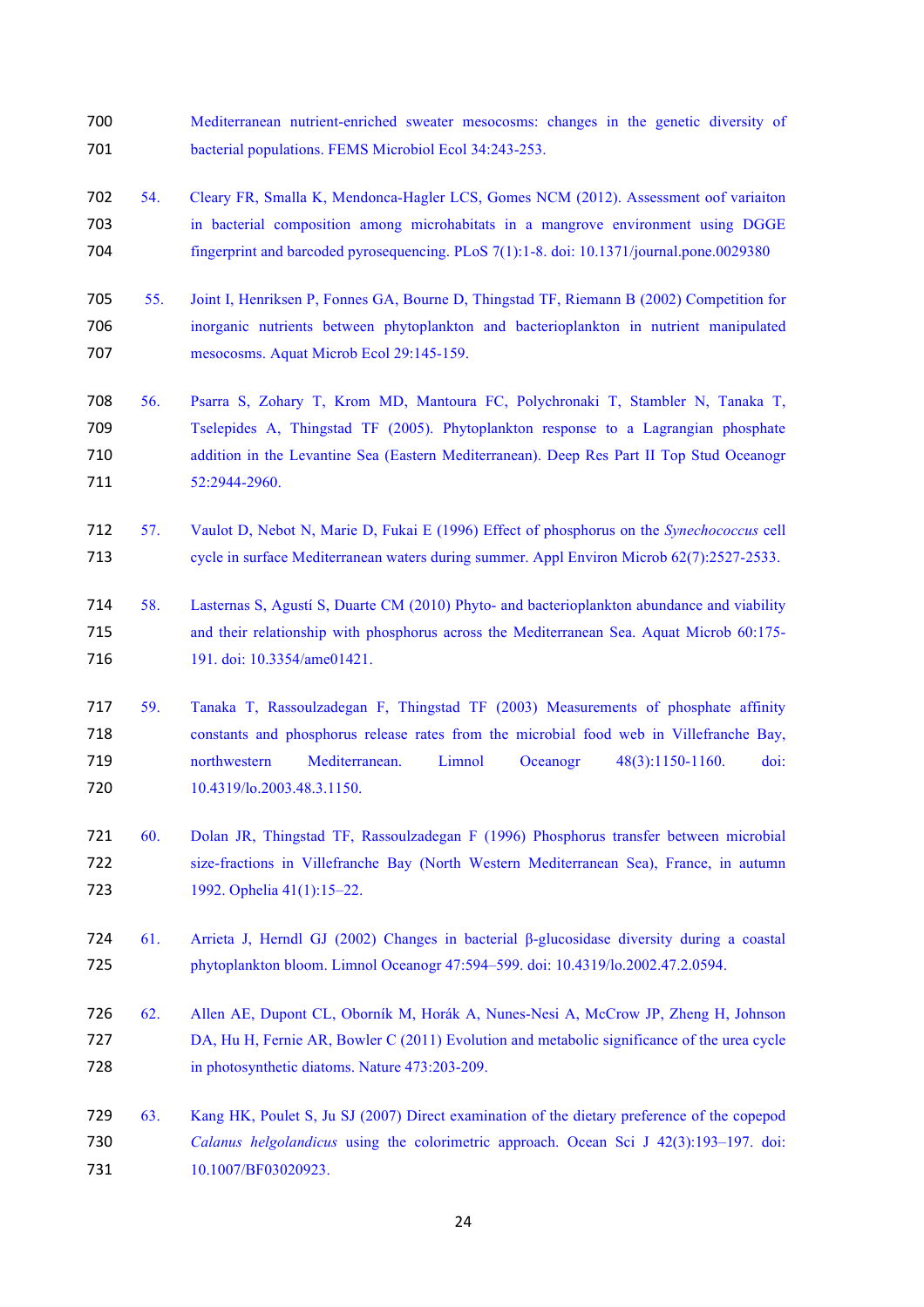Mediterranean nutrient-enriched sweater mesocosms: changes in the genetic diversity of bacterial populations. FEMS Microbiol Ecol 34:243-253.

54. Cleary FR, Smalla K, Mendonca-Hagler LCS, Gomes NCM (2012). Assessment oof variaiton in bacterial composition among microhabitats in a mangrove environment using DGGE fingerprint and barcoded pyrosequencing. PLoS 7(1):1-8. doi: 10.1371/journal.pone.0029380

55. Joint I, Henriksen P, Fonnes GA, Bourne D, Thingstad TF, Riemann B (2002) Competition for inorganic nutrients between phytoplankton and bacterioplankton in nutrient manipulated mesocosms. Aquat Microb Ecol 29:145-159.

56. Psarra S, Zohary T, Krom MD, Mantoura FC, Polychronaki T, Stambler N, Tanaka T, Tselepides A, Thingstad TF (2005). Phytoplankton response to a Lagrangian phosphate addition in the Levantine Sea (Eastern Mediterranean). Deep Res Part II Top Stud Oceanogr 52:2944-2960.

57. Vaulot D, Nebot N, Marie D, Fukai E (1996) Effect of phosphorus on the *Synechococcus* cell cycle in surface Mediterranean waters during summer. Appl Environ Microb 62(7):2527-2533.

58. Lasternas S, Agustí S, Duarte CM (2010) Phyto- and bacterioplankton abundance and viability and their relationship with phosphorus across the Mediterranean Sea. Aquat Microb 60:175-191. doi: 10.3354/ame01421.

59. Tanaka T, Rassoulzadegan F, Thingstad TF (2003) Measurements of phosphate affinity constants and phosphorus release rates from the microbial food web in Villefranche Bay, northwestern Mediterranean. Limnol Oceanogr 48(3):1150-1160. doi: 10.4319/lo.2003.48.3.1150.

60. Dolan JR, Thingstad TF, Rassoulzadegan F (1996) Phosphorus transfer between microbial size-fractions in Villefranche Bay (North Western Mediterranean Sea), France, in autumn 1992. Ophelia 41(1):15–22.

61. Arrieta J, Herndl GJ (2002) Changes in bacterial β-glucosidase diversity during a coastal phytoplankton bloom. Limnol Oceanogr 47:594–599. doi: 10.4319/lo.2002.47.2.0594.

62. Allen AE, Dupont CL, Oborník M, Horák A, Nunes-Nesi A, McCrow JP, Zheng H, Johnson DA, Hu H, Fernie AR, Bowler C (2011) Evolution and metabolic significance of the urea cycle in photosynthetic diatoms. Nature 473:203-209.

63. Kang HK, Poulet S, Ju SJ (2007) Direct examination of the dietary preference of the copepod *Calanus helgolandicus* using the colorimetric approach. Ocean Sci J 42(3):193–197. doi: 10.1007/BF03020923.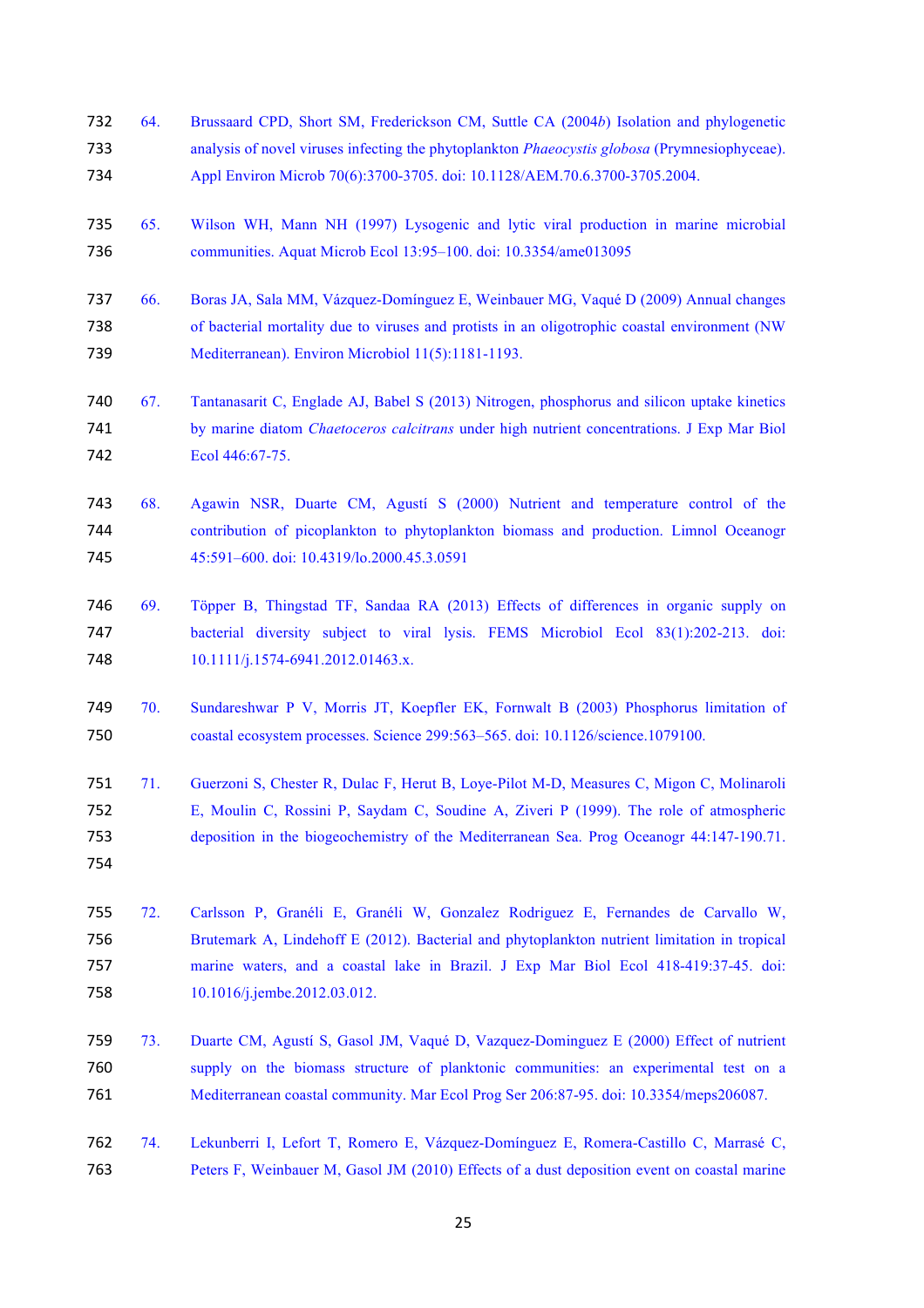64. Brussaard CPD, Short SM, Frederickson CM, Suttle CA (2004*b*) Isolation and phylogenetic analysis of novel viruses infecting the phytoplankton *Phaeocystis globosa* (Prymnesiophyceae). Appl Environ Microb 70(6):3700-3705. doi: 10.1128/AEM.70.6.3700-3705.2004.

65. Wilson WH, Mann NH (1997) Lysogenic and lytic viral production in marine microbial communities. Aquat Microb Ecol 13:95–100. doi: 10.3354/ame013095

66. Boras JA, Sala MM, Vázquez-Domínguez E, Weinbauer MG, Vaqué D (2009) Annual changes of bacterial mortality due to viruses and protists in an oligotrophic coastal environment (NW Mediterranean). Environ Microbiol 11(5):1181-1193.

67. Tantanasarit C, Englade AJ, Babel S (2013) Nitrogen, phosphorus and silicon uptake kinetics by marine diatom *Chaetoceros calcitrans* under high nutrient concentrations. J Exp Mar Biol Ecol 446:67-75.

68. Agawin NSR, Duarte CM, Agustí S (2000) Nutrient and temperature control of the contribution of picoplankton to phytoplankton biomass and production. Limnol Oceanogr 45:591–600. doi: 10.4319/lo.2000.45.3.0591

69. Töpper B, Thingstad TF, Sandaa RA (2013) Effects of differences in organic supply on bacterial diversity subject to viral lysis. FEMS Microbiol Ecol 83(1):202-213. doi: 10.1111/j.1574-6941.2012.01463.x.

70. Sundareshwar P V, Morris JT, Koepfler EK, Fornwalt B (2003) Phosphorus limitation of coastal ecosystem processes. Science 299:563–565. doi: 10.1126/science.1079100.

71. Guerzoni S, Chester R, Dulac F, Herut B, Loye-Pilot M-D, Measures C, Migon C, Molinaroli E, Moulin C, Rossini P, Saydam C, Soudine A, Ziveri P (1999). The role of atmospheric deposition in the biogeochemistry of the Mediterranean Sea. Prog Oceanogr 44:147-190.71.

72. Carlsson P, Granéli E, Granéli W, Gonzalez Rodriguez E, Fernandes de Carvallo W, Brutemark A, Lindehoff E (2012). Bacterial and phytoplankton nutrient limitation in tropical marine waters, and a coastal lake in Brazil. J Exp Mar Biol Ecol 418-419:37-45. doi: 10.1016/j.jembe.2012.03.012.

73. Duarte CM, Agustí S, Gasol JM, Vaqué D, Vazquez-Dominguez E (2000) Effect of nutrient supply on the biomass structure of planktonic communities: an experimental test on a Mediterranean coastal community. Mar Ecol Prog Ser 206:87-95. doi: 10.3354/meps206087.

74. Lekunberri I, Lefort T, Romero E, Vázquez-Domínguez E, Romera-Castillo C, Marrasé C, Peters F, Weinbauer M, Gasol JM (2010) Effects of a dust deposition event on coastal marine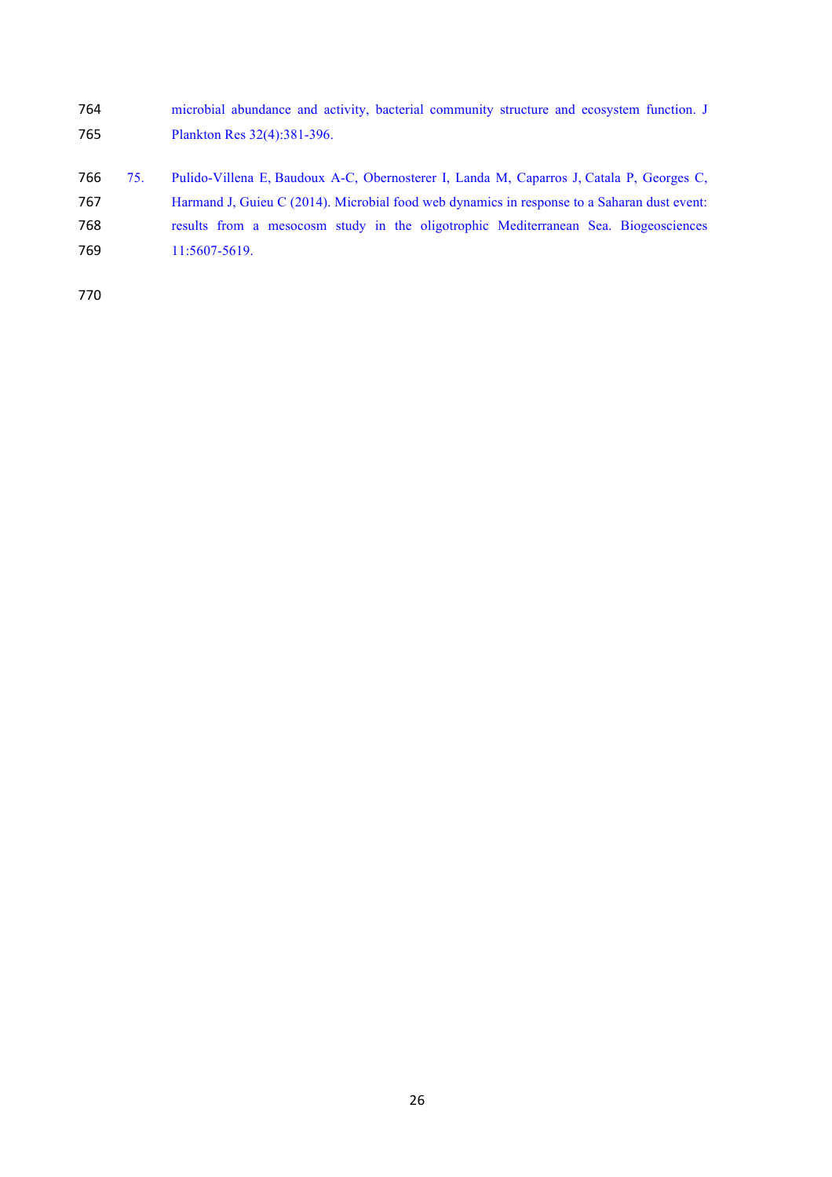microbial abundance and activity, bacterial community structure and ecosystem function. J Plankton Res 32(4):381-396.

75. Pulido-Villena E, Baudoux A-C, Obernosterer I, Landa M, Caparros J, Catala P, Georges C, Harmand J, Guieu C (2014). Microbial food web dynamics in response to a Saharan dust event: results from a mesocosm study in the oligotrophic Mediterranean Sea. Biogeosciences 11:5607-5619.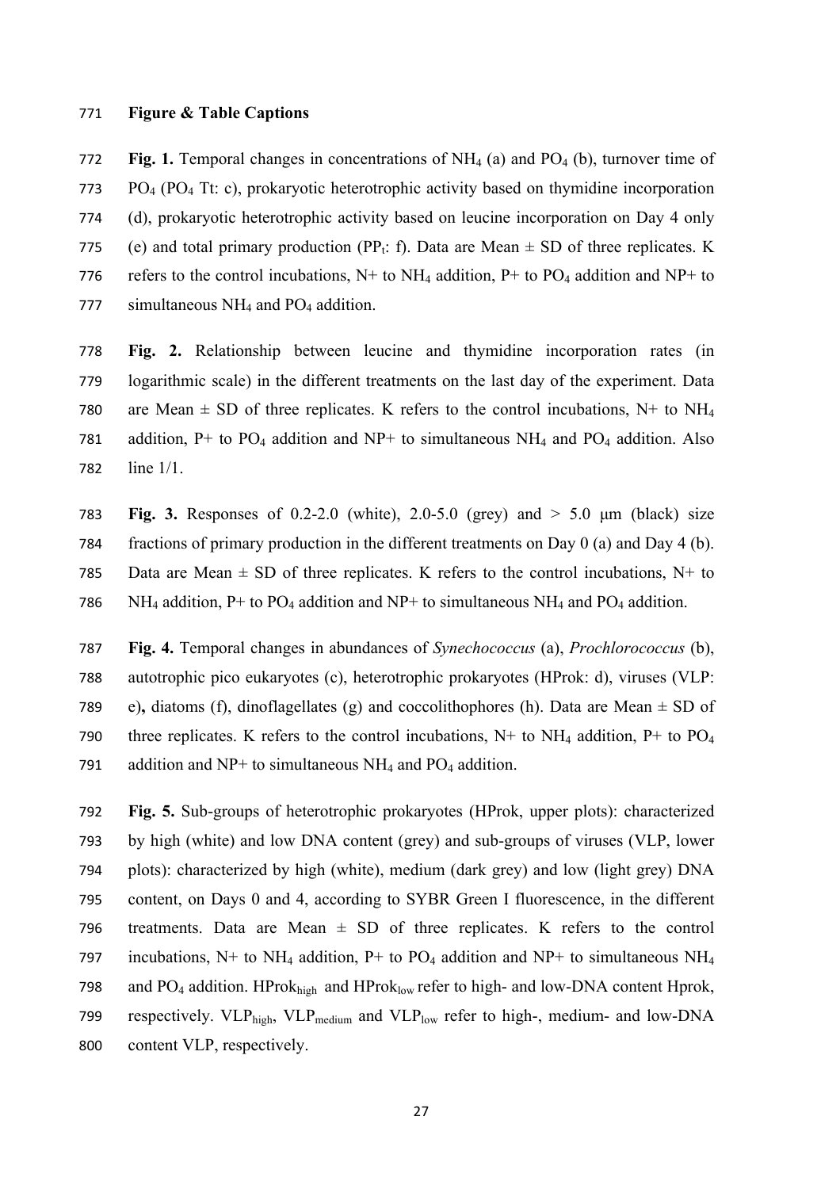# Figure & Table Captions

**Fig. 1.** Temporal changes in concentrations of $NH_4$ (a) and $PO_4$ (b), turnover time of $PO_4$ ($PO_4$ Tt: c), prokaryotic heterotrophic activity based on thymidine incorporation (d), prokaryotic heterotrophic activity based on leucine incorporation on Day 4 only (e) and total primary production ($PP_t$: f). Data are Mean ± SD of three replicates. K refers to the control incubations, N+ to $NH_4$ addition, P+ to $PO_4$ addition and NP+ to simultaneous $NH_4$ and $PO_4$ addition.

**Fig. 2.** Relationship between leucine and thymidine incorporation rates (in logarithmic scale) in the different treatments on the last day of the experiment. Data are Mean ± SD of three replicates. K refers to the control incubations, N+ to $NH_4$ addition, P+ to $PO_4$ addition and NP+ to simultaneous $NH_4$ and $PO_4$ addition. Also line 1/1.

**Fig. 3.** Responses of 0.2-2.0 (white), 2.0-5.0 (grey) and > 5.0 μm (black) size fractions of primary production in the different treatments on Day 0 (a) and Day 4 (b). Data are Mean ± SD of three replicates. K refers to the control incubations, N+ to $NH_4$ addition, P+ to $PO_4$ addition and NP+ to simultaneous $NH_4$ and $PO_4$ addition.

**Fig. 4.** Temporal changes in abundances of *Synechococcus* (a), *Prochlorococcus* (b), autotrophic pico eukaryotes (c), heterotrophic prokaryotes (HProk: d), viruses (VLP: e)**,** diatoms (f), dinoflagellates (g) and coccolithophores (h). Data are Mean ± SD of three replicates. K refers to the control incubations, N+ to $NH_4$ addition, P+ to $PO_4$ addition and NP+ to simultaneous $NH_4$ and $PO_4$ addition.

**Fig. 5.** Sub-groups of heterotrophic prokaryotes (HProk, upper plots): characterized by high (white) and low DNA content (grey) and sub-groups of viruses (VLP, lower plots): characterized by high (white), medium (dark grey) and low (light grey) DNA content, on Days 0 and 4, according to SYBR Green I fluorescence, in the different treatments. Data are Mean ± SD of three replicates. K refers to the control incubations, N+ to $NH_4$ addition, P+ to $PO_4$ addition and NP+ to simultaneous $NH_4$ and $PO_4$ addition. $HProk_{high}$ and $HProk_{low}$ refer to high- and low-DNA content Hprok, respectively. $VLP_{high}$, $VLP_{medium}$ and $VLP_{low}$ refer to high-, medium- and low-DNA content VLP, respectively.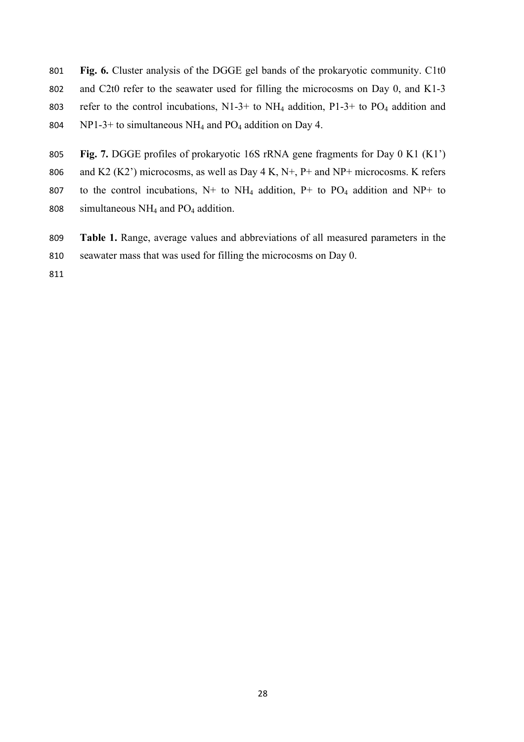**Fig. 6.** Cluster analysis of the DGGE gel bands of the prokaryotic community. C1t0 and C2t0 refer to the seawater used for filling the microcosms on Day 0, and K1-3 refer to the control incubations, N1-3+ to $NH_4$ addition, P1-3+ to $PO_4$ addition and NP1-3+ to simultaneous $NH_4$ and $PO_4$ addition on Day 4.

**Fig. 7.** DGGE profiles of prokaryotic 16S rRNA gene fragments for Day 0 K1 (K1') and K2 (K2') microcosms, as well as Day 4 K, N+, P+ and NP+ microcosms. K refers to the control incubations, N+ to $NH_4$ addition, P+ to $PO_4$ addition and NP+ to simultaneous $NH_4$ and $PO_4$ addition.

**Table 1.** Range, average values and abbreviations of all measured parameters in the seawater mass that was used for filling the microcosms on Day 0.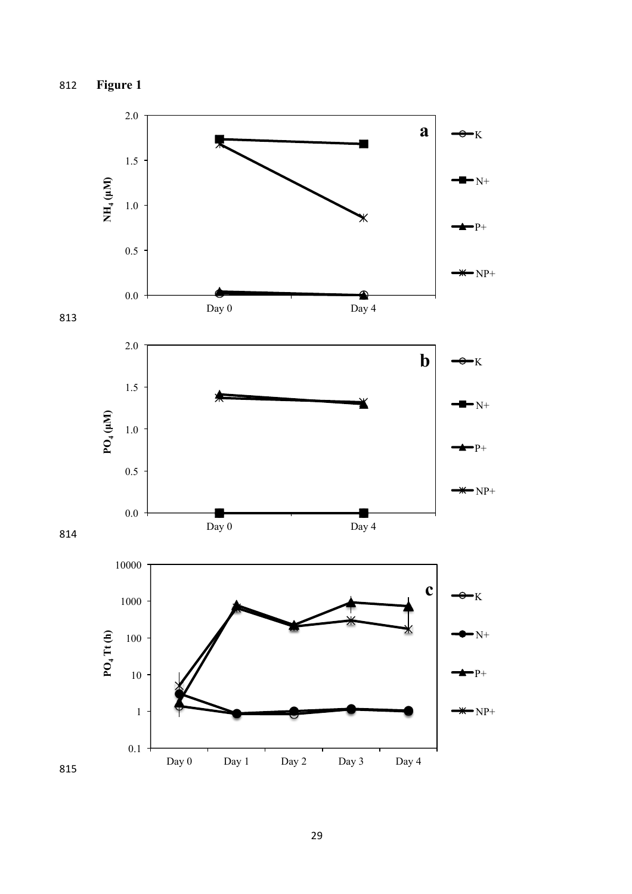812 **Figure 1**

2.0
1.5
1.0
0.5
0.0
$NH_4$ (µM)
Day 0
Day 4
**a**
K
N+
P+
NP+

813

2.0
1.5
1.0
0.5
0.0
$PO_4$ (µM)
Day 0
Day 4
**b**
K
N+
P+
NP+

814

10000
1000
100
10
1
0.1
$PO_4$ Tt (h)
Day 0
Day 1
Day 2
Day 3
Day 4
**c**
K
N+
P+
NP+

815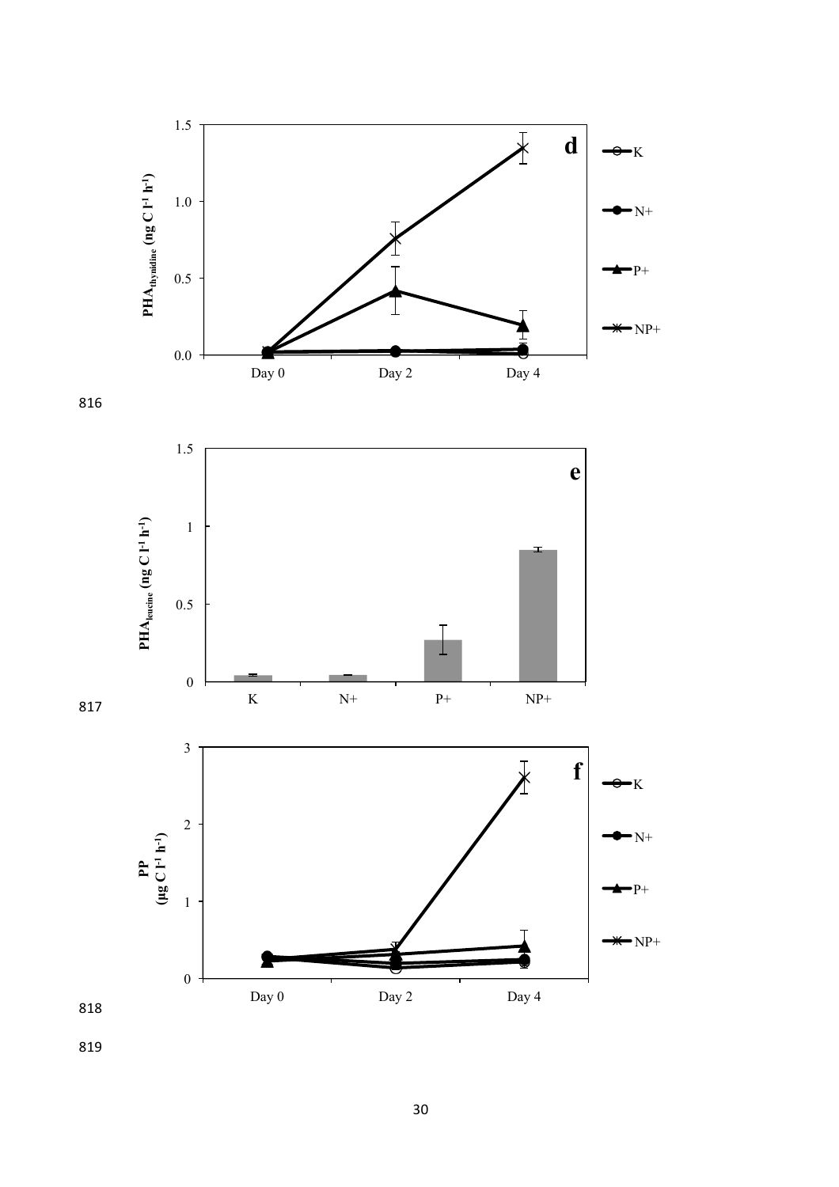d

$PHA_{thymidine}$ (ng C $l^{-1}$ $h^{-1}$)

1.5

1.0

0.5

0.0

Day 0

Day 2

Day 4

K

N+

P+

NP+

816

e

$PHA_{leucine}$ (ng C $l^{-1}$ $h^{-1}$)

1.5

1

0.5

0

K

N+

P+

NP+

817

f

PP

(µg C $l^{-1}$ $h^{-1}$)

3

2

1

0

Day 0

Day 2

Day 4

K

N+

P+

NP+

818

819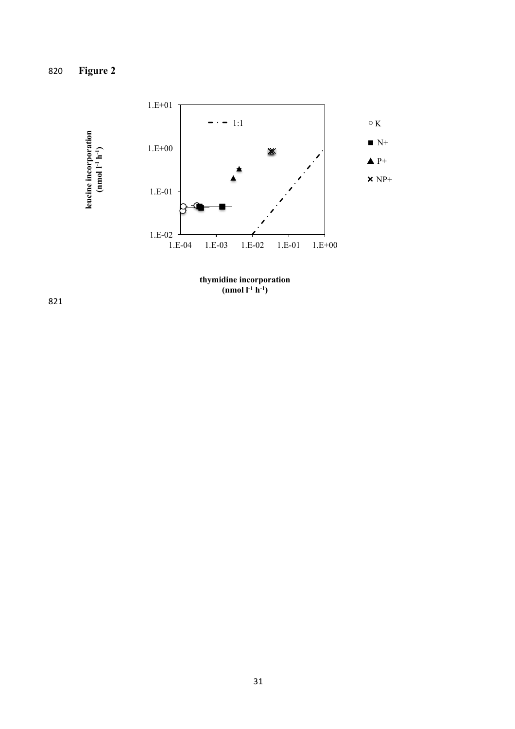# Figure 2

1.E+01

1.E+00

1.E-01

1.E-02

1.E-04 1.E-03 1.E-02 1.E-01 1.E+00

1:1

○ K

■ N+

▲ P+

× NP+

leucine incorporation (nmol l$^{-1}$ h$^{-1}$)

thymidine incorporation (nmol l$^{-1}$ h$^{-1}$)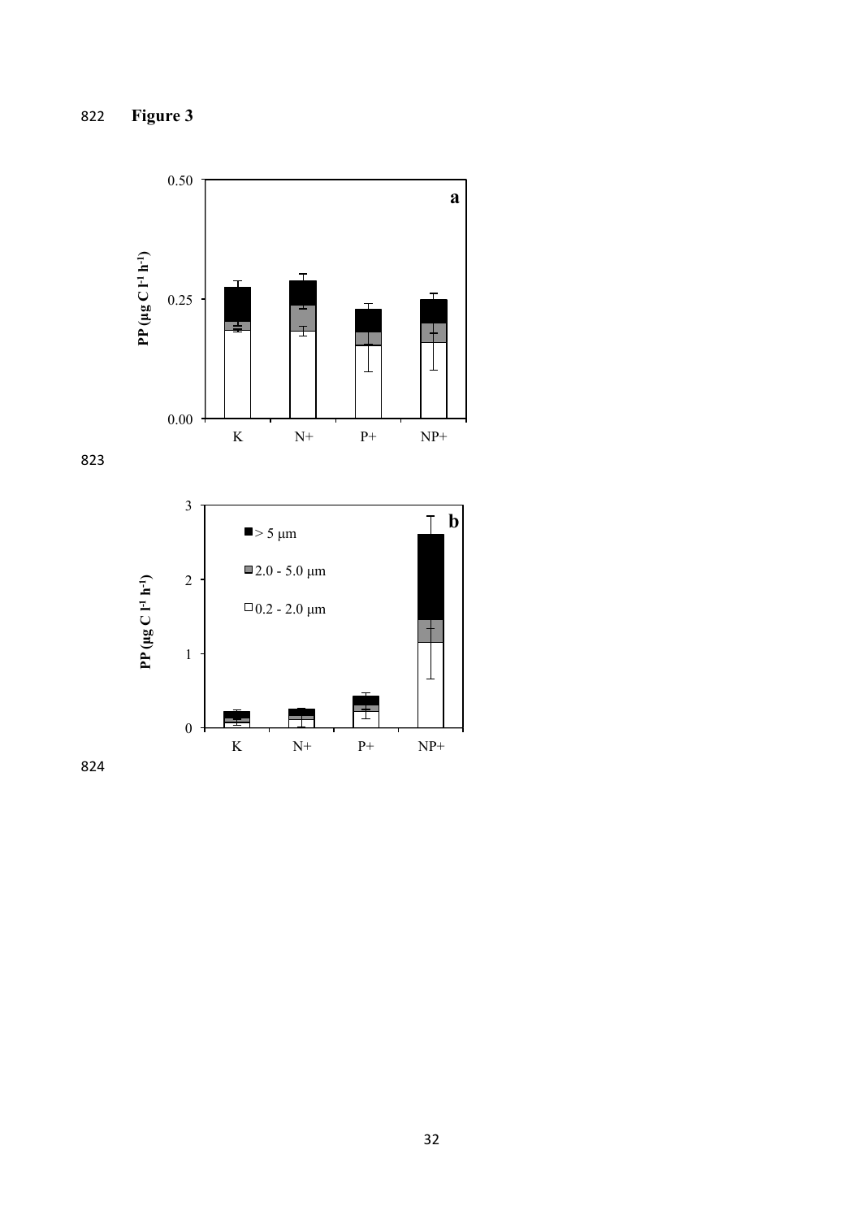**Figure 3**

PP (μg C l$^{-1}$ h$^{-1}$)

0.50

0.25

0.00

a

K

N+

P+

NP+

PP (μg C l$^{-1}$ h$^{-1}$)

3

2

1

0

b

■ > 5 μm

■ 2.0 - 5.0 μm

□ 0.2 - 2.0 μm

K

N+

P+

NP+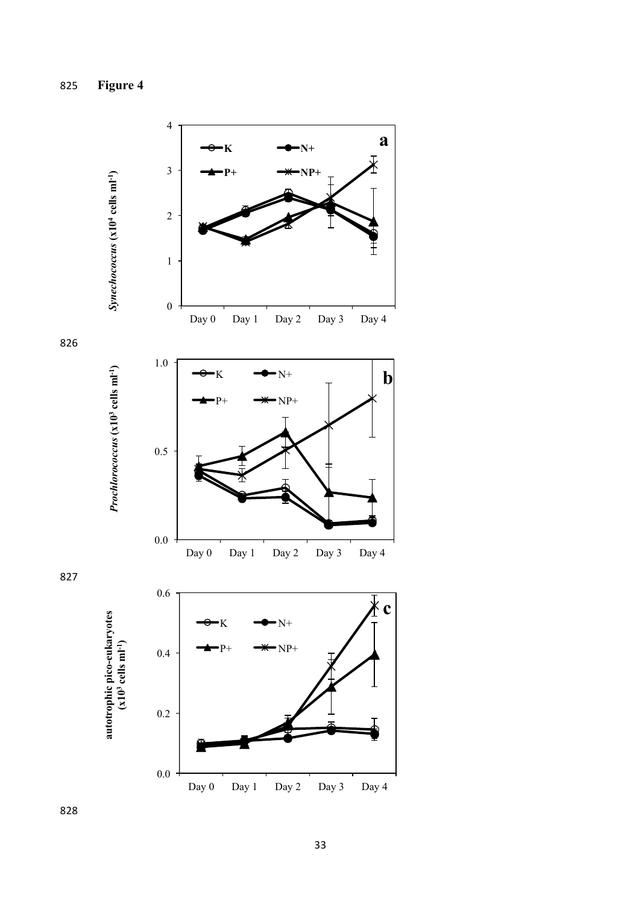**Figure 4**

a

K
N+
P+
NP+

*Synechococcus* ($\times 10^4$ cells ml$^{-1}$)

0
1
2
3
4

Day 0
Day 1
Day 2
Day 3
Day 4

b

K
N+
P+
NP+

*Prochlorococcus* ($\times 10^3$ cells ml$^{-1}$)

0.0
0.5
1.0

Day 0
Day 1
Day 2
Day 3
Day 4

c

K
N+
P+
NP+

autotrophic pico-eukaryotes ($\times 10^3$ cells ml$^{-1}$)

0.0
0.2
0.4
0.6

Day 0
Day 1
Day 2
Day 3
Day 4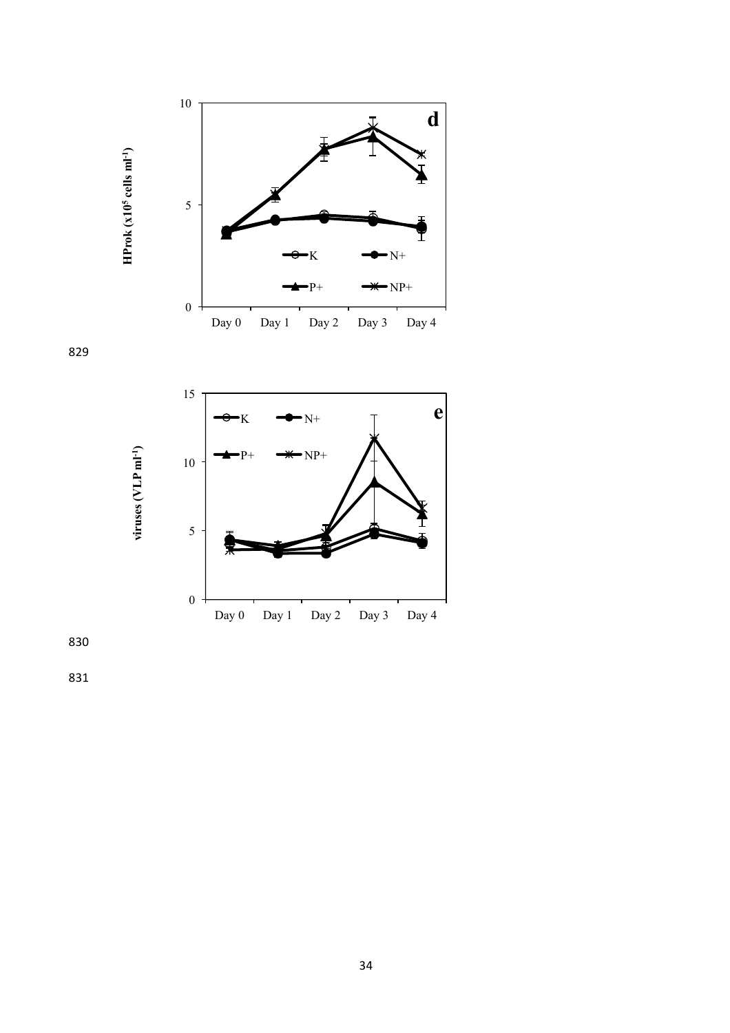HProk (x10[5] cells ml[-1])

10

5

0

d

K N+

P+ NP+

Day 0 Day 1 Day 2 Day 3 Day 4

829

viruses (VLP ml[-1])

15

10

5

0

e

K N+

P+ NP+

Day 0 Day 1 Day 2 Day 3 Day 4

830

831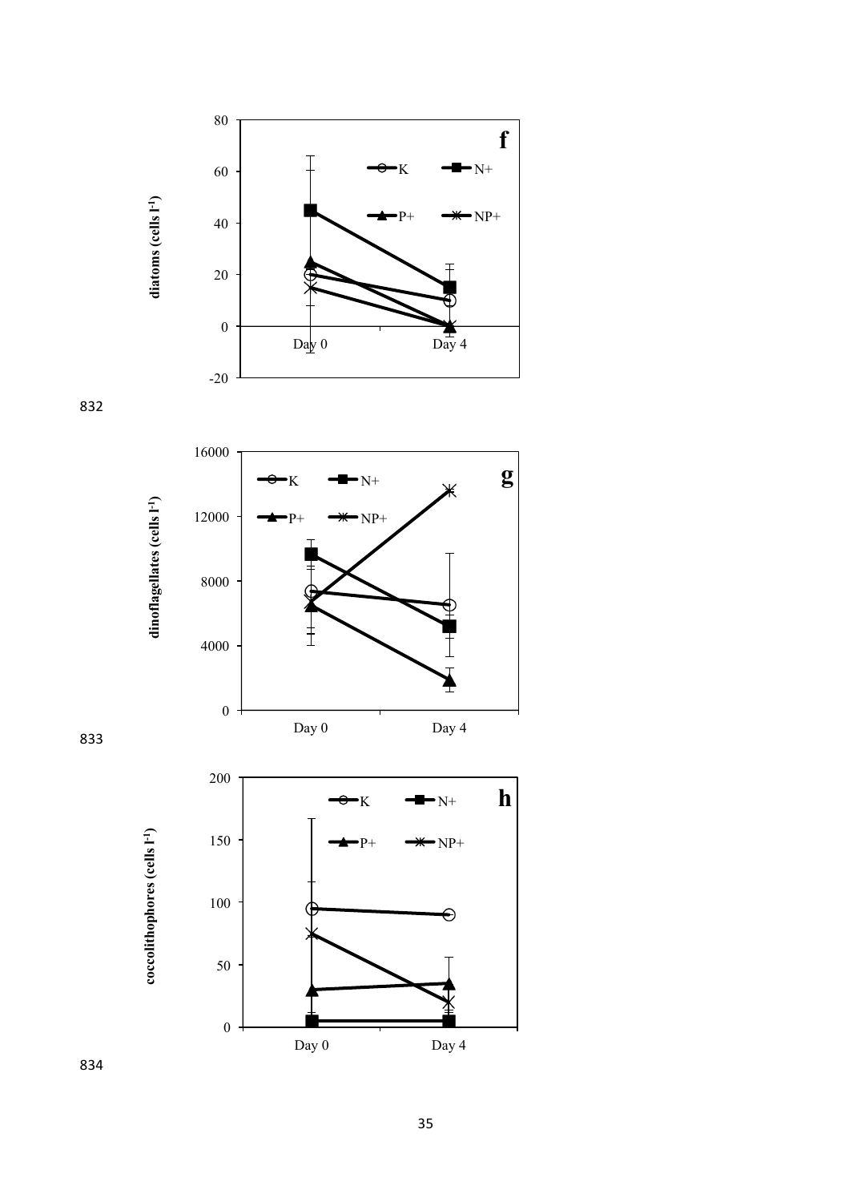f

diatoms (cells $l^{-1}$)

80

60

40

20

0

-20

Day 0

Day 4

K

N+

P+

NP+

832

g

dinoflagellates (cells $l^{-1}$)

16000

12000

8000

4000

0

Day 0

Day 4

K

N+

P+

NP+

833

h

coccolithophores (cells $l^{-1}$)

200

150

100

50

0

Day 0

Day 4

K

N+

P+

NP+

834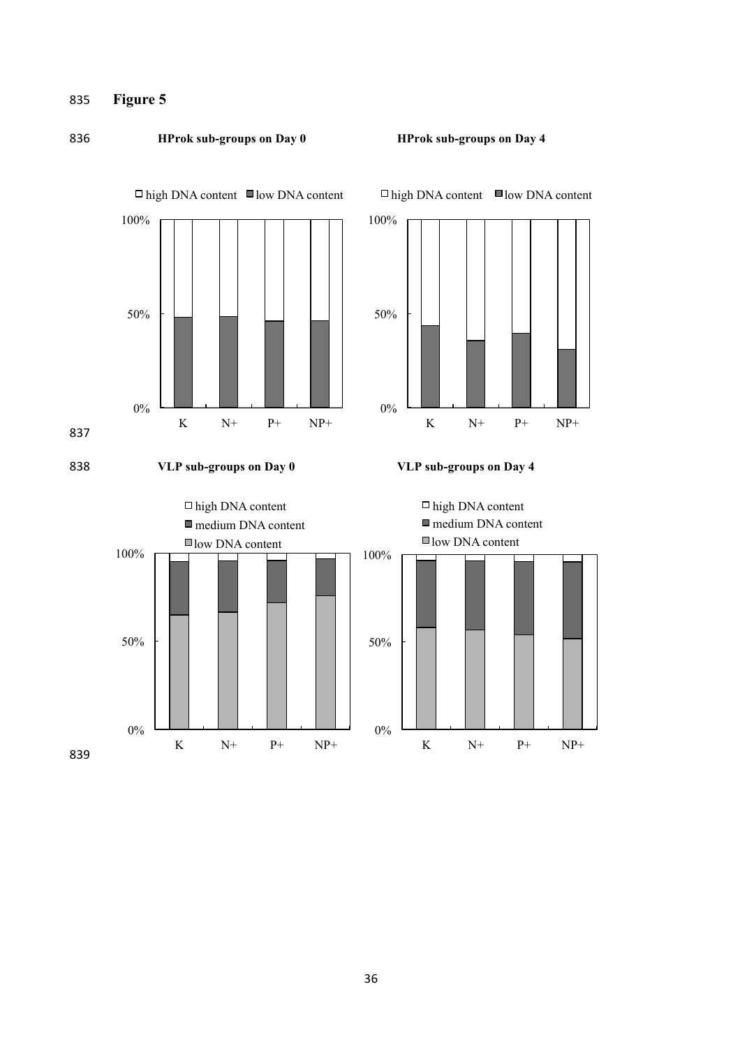# Figure 5

HProk sub-groups on Day 0

□ high DNA content ■ low DNA content

100%

50%

0%

K N+ P+ NP+

HProk sub-groups on Day 4

□ high DNA content ■ low DNA content

100%

50%

0%

K N+ P+ NP+

VLP sub-groups on Day 0

□ high DNA content

■ medium DNA content

■ low DNA content

100%

50%

0%

K N+ P+ NP+

VLP sub-groups on Day 4

□ high DNA content

■ medium DNA content

■ low DNA content

100%

50%

0%

K N+ P+ NP+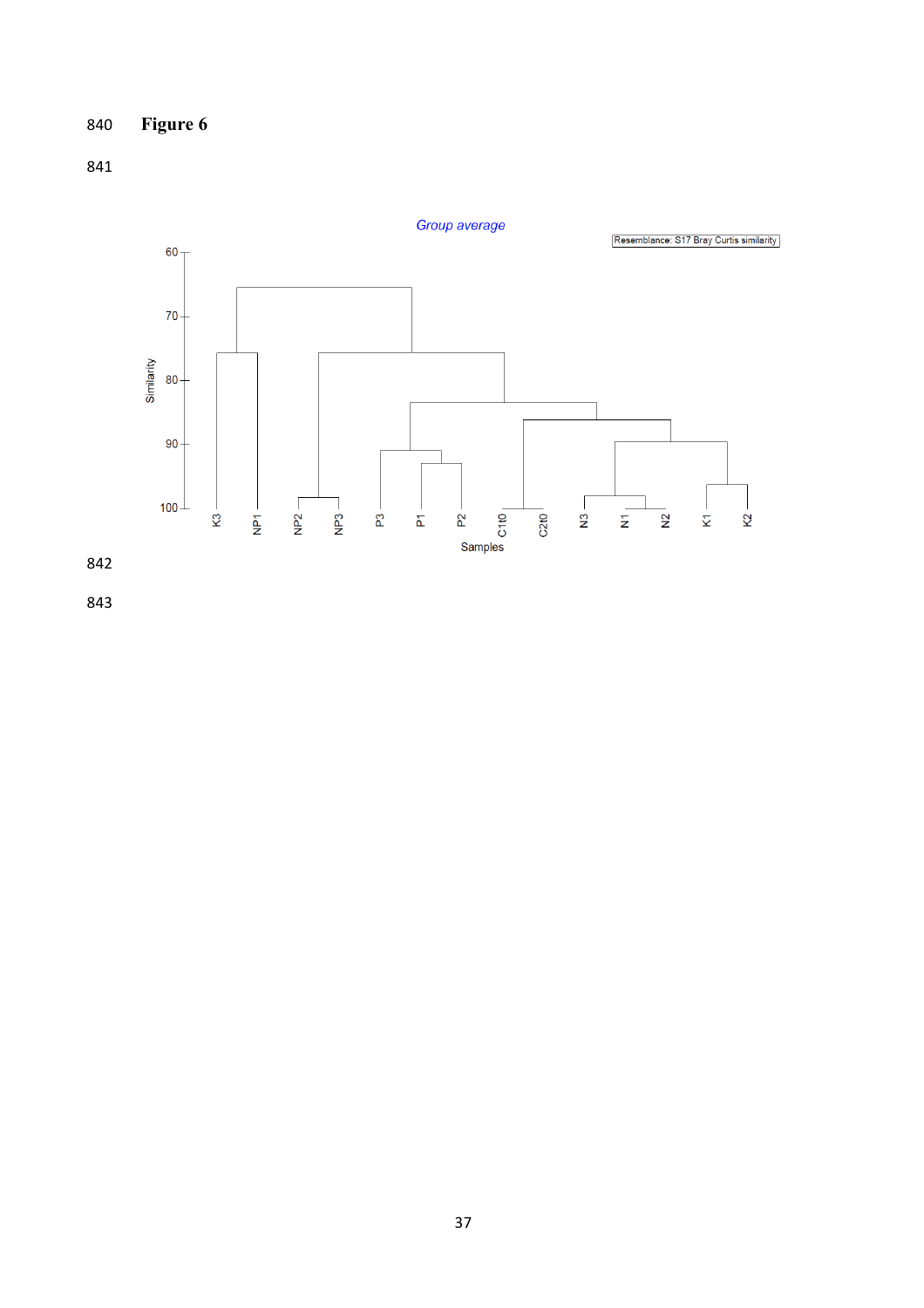**Figure 6**

Group average

Resemblance: S17 Bray Curtis similarity

Similarity

60
70
80
90
100

K3 NP1 NP2 NP3 P3 P1 P2 C1t0 C2t0 N3 N1 N2 K1 K2

Samples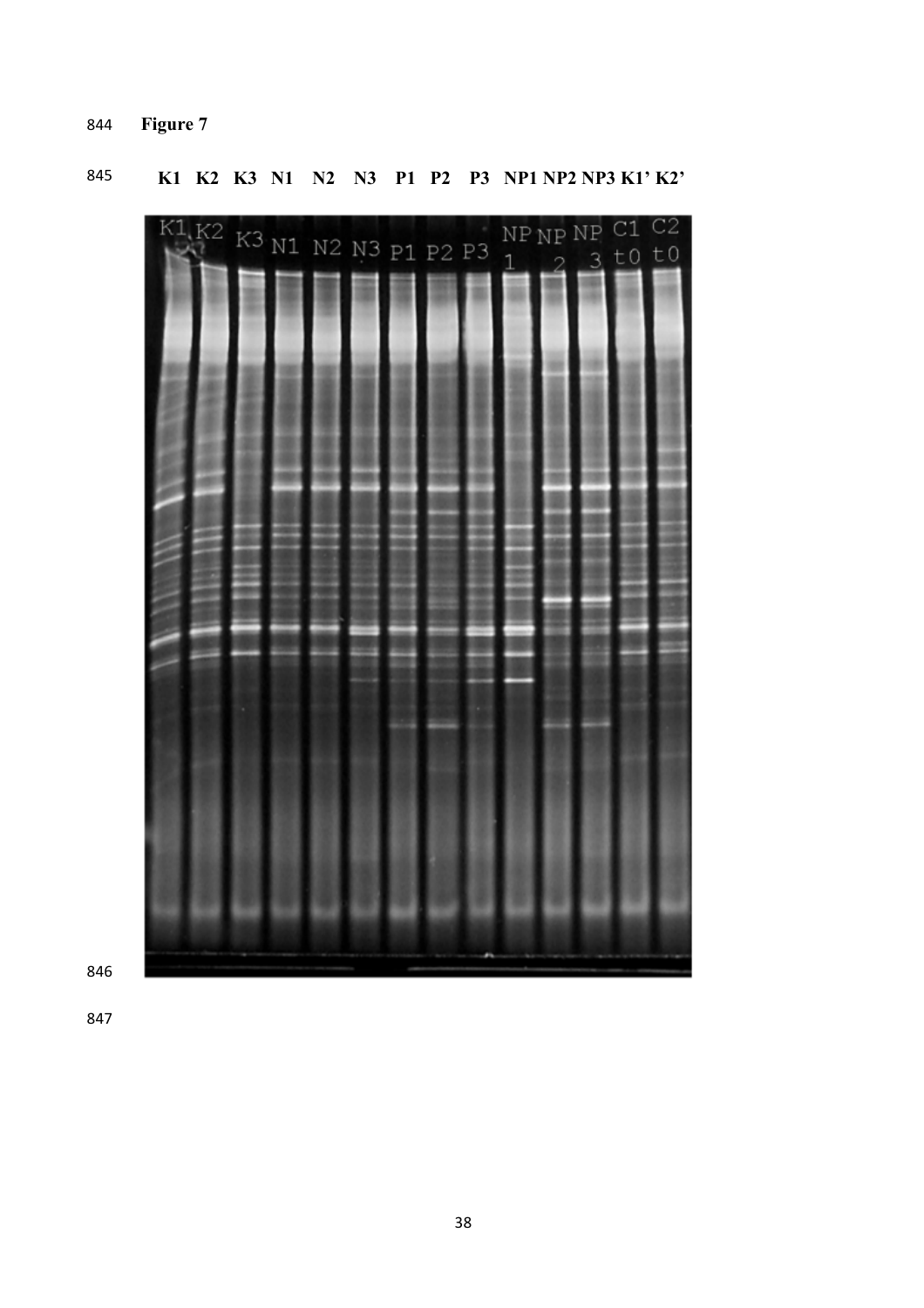**Figure 7**

K1 K2 K3 N1 N2 N3 P1 P2 P3 NP1 NP2 NP3 K1' K2'